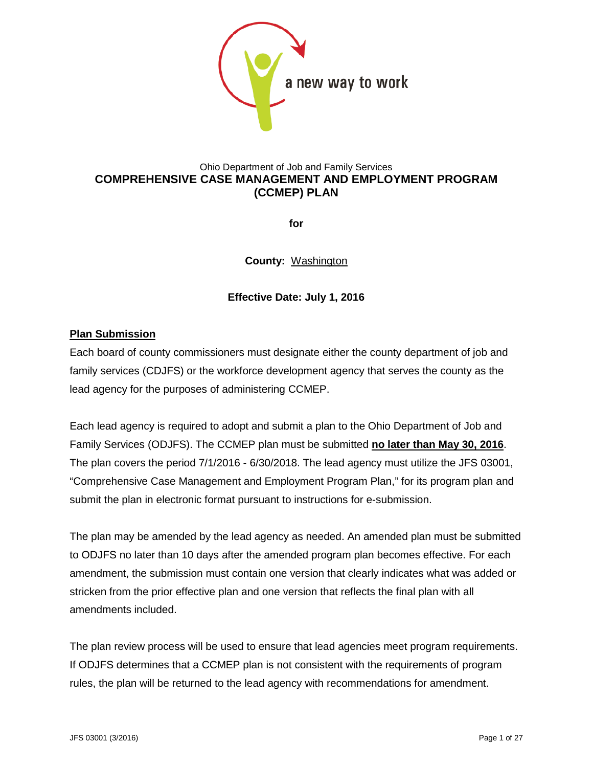a new way to work

Ohio Department of Job and Family Services

# COMPREHENSIVE CASE MANAGEMENT AND EMPLOYMENT PROGRAM (CCMEP) PLAN

**for**

**County:** Washington

**Effective Date: July 1, 2016**

## Plan Submission

Each board of county commissioners must designate either the county department of job and family services (CDJFS) or the workforce development agency that serves the county as the lead agency for the purposes of administering CCMEP.

Each lead agency is required to adopt and submit a plan to the Ohio Department of Job and Family Services (ODJFS). The CCMEP plan must be submitted **no later than May 30, 2016**. The plan covers the period 7/1/2016 - 6/30/2018. The lead agency must utilize the JFS 03001, "Comprehensive Case Management and Employment Program Plan," for its program plan and submit the plan in electronic format pursuant to instructions for e-submission.

The plan may be amended by the lead agency as needed. An amended plan must be submitted to ODJFS no later than 10 days after the amended program plan becomes effective. For each amendment, the submission must contain one version that clearly indicates what was added or stricken from the prior effective plan and one version that reflects the final plan with all amendments included.

The plan review process will be used to ensure that lead agencies meet program requirements. If ODJFS determines that a CCMEP plan is not consistent with the requirements of program rules, the plan will be returned to the lead agency with recommendations for amendment.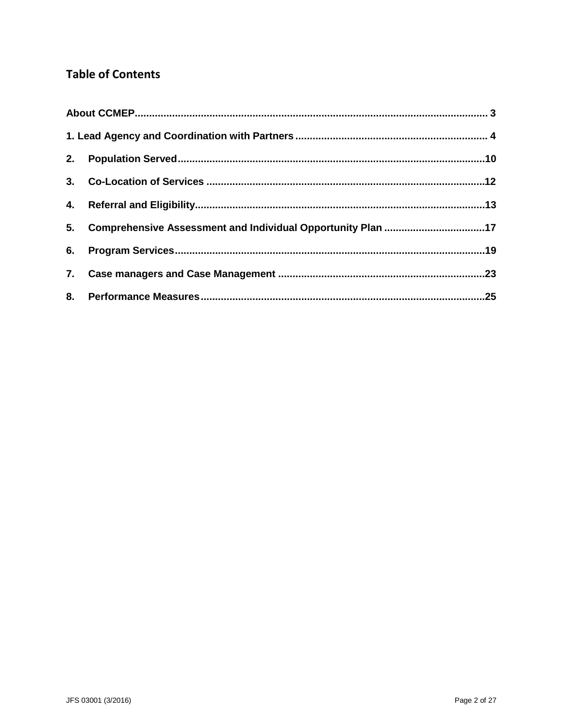## Table of Contents

About CCMEP........................................................................................................................ 3

1. Lead Agency and Coordination with Partners ................................................................. 4

2. Population Served.........................................................................................................10

3. Co-Location of Services ...............................................................................................12

4. Referral and Eligibility...................................................................................................13

5. Comprehensive Assessment and Individual Opportunity Plan ..................................17

6. Program Services..........................................................................................................19

7. Case managers and Case Management ......................................................................23

8. Performance Measures.................................................................................................25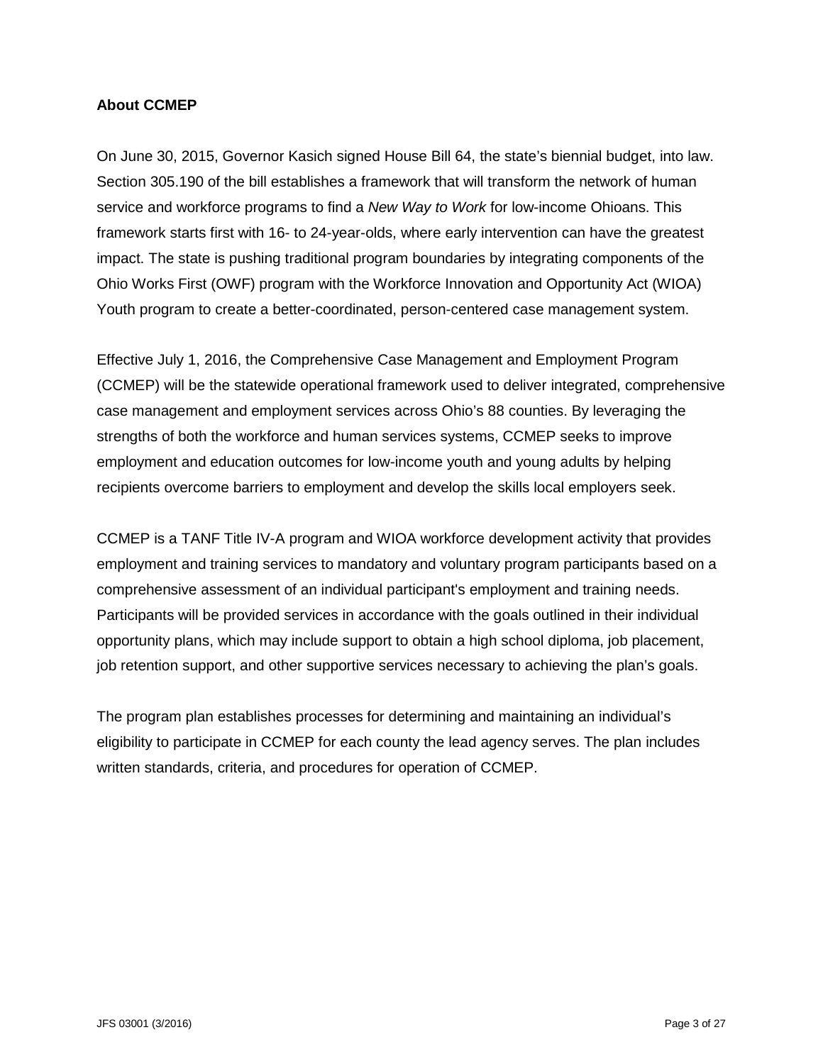## About CCMEP

On June 30, 2015, Governor Kasich signed House Bill 64, the state's biennial budget, into law. Section 305.190 of the bill establishes a framework that will transform the network of human service and workforce programs to find a *New Way to Work* for low-income Ohioans. This framework starts first with 16- to 24-year-olds, where early intervention can have the greatest impact. The state is pushing traditional program boundaries by integrating components of the Ohio Works First (OWF) program with the Workforce Innovation and Opportunity Act (WIOA) Youth program to create a better-coordinated, person-centered case management system.

Effective July 1, 2016, the Comprehensive Case Management and Employment Program (CCMEP) will be the statewide operational framework used to deliver integrated, comprehensive case management and employment services across Ohio's 88 counties. By leveraging the strengths of both the workforce and human services systems, CCMEP seeks to improve employment and education outcomes for low-income youth and young adults by helping recipients overcome barriers to employment and develop the skills local employers seek.

CCMEP is a TANF Title IV-A program and WIOA workforce development activity that provides employment and training services to mandatory and voluntary program participants based on a comprehensive assessment of an individual participant's employment and training needs. Participants will be provided services in accordance with the goals outlined in their individual opportunity plans, which may include support to obtain a high school diploma, job placement, job retention support, and other supportive services necessary to achieving the plan's goals.

The program plan establishes processes for determining and maintaining an individual's eligibility to participate in CCMEP for each county the lead agency serves. The plan includes written standards, criteria, and procedures for operation of CCMEP.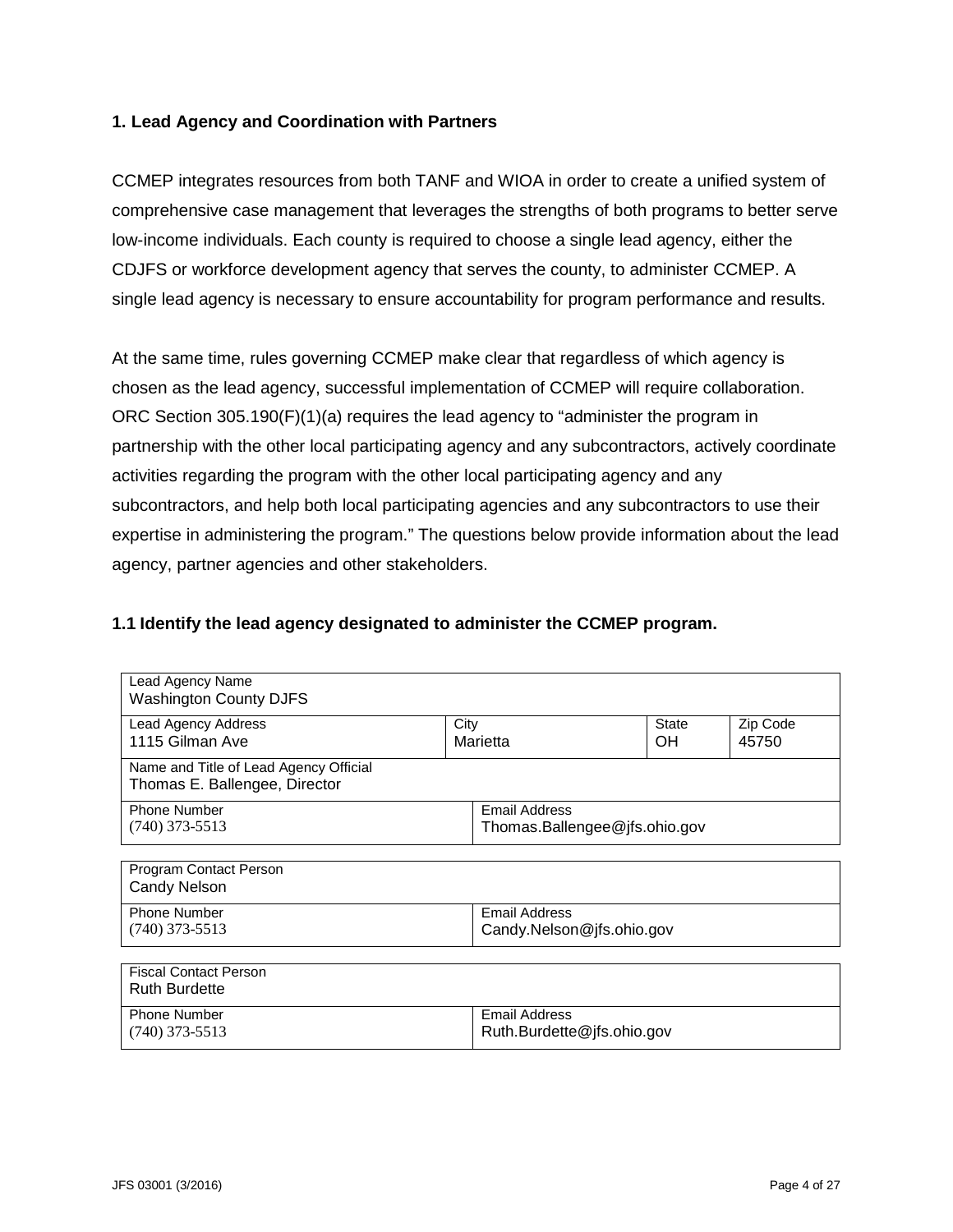### 1. Lead Agency and Coordination with Partners

CCMEP integrates resources from both TANF and WIOA in order to create a unified system of comprehensive case management that leverages the strengths of both programs to better serve low-income individuals. Each county is required to choose a single lead agency, either the CDJFS or workforce development agency that serves the county, to administer CCMEP. A single lead agency is necessary to ensure accountability for program performance and results.

At the same time, rules governing CCMEP make clear that regardless of which agency is chosen as the lead agency, successful implementation of CCMEP will require collaboration. ORC Section 305.190(F)(1)(a) requires the lead agency to "administer the program in partnership with the other local participating agency and any subcontractors, actively coordinate activities regarding the program with the other local participating agency and any subcontractors, and help both local participating agencies and any subcontractors to use their expertise in administering the program." The questions below provide information about the lead agency, partner agencies and other stakeholders.

### 1.1 Identify the lead agency designated to administer the CCMEP program.

| Lead Agency Name | | | |
|---|---|---|---|
| Washington County DJFS | | | |
| **Lead Agency Address** | **City** | **State** | **Zip Code** |
| 1115 Gilman Ave | Marietta | OH | 45750 |
| **Name and Title of Lead Agency Official** | | | |
| Thomas E. Ballengee, Director | | | |
| **Phone Number** | **Email Address** | | |
| (740) 373-5513 | Thomas.Ballengee@jfs.ohio.gov | | |

| Program Contact Person | |
|---|---|
| Candy Nelson | |
| **Phone Number** | **Email Address** |
| (740) 373-5513 | Candy.Nelson@jfs.ohio.gov |

| Fiscal Contact Person | |
|---|---|
| Ruth Burdette | |
| **Phone Number** | **Email Address** |
| (740) 373-5513 | Ruth.Burdette@jfs.ohio.gov |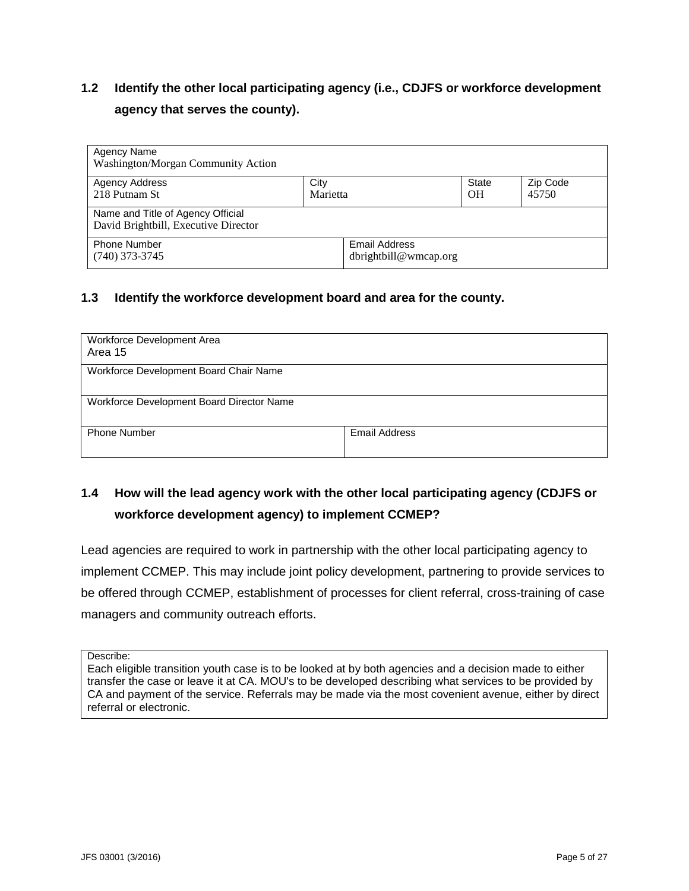### 1.2 Identify the other local participating agency (i.e., CDJFS or workforce development agency that serves the county).

| Agency Name<br>Washington/Morgan Community Action | | | |
|---|---|---|---|
| Agency Address<br>218 Putnam St | City<br>Marietta | State<br>OH | Zip Code<br>45750 |
| Name and Title of Agency Official<br>David Brightbill, Executive Director | | | |
| Phone Number<br>(740) 373-3745 | Email Address<br>dbrightbill@wmcap.org | | |

### 1.3 Identify the workforce development board and area for the county.

| Workforce Development Area<br>Area 15 | |
|---|---|
| Workforce Development Board Chair Name | |
| Workforce Development Board Director Name | |
| Phone Number | Email Address |

### 1.4 How will the lead agency work with the other local participating agency (CDJFS or workforce development agency) to implement CCMEP?

Lead agencies are required to work in partnership with the other local participating agency to implement CCMEP. This may include joint policy development, partnering to provide services to be offered through CCMEP, establishment of processes for client referral, cross-training of case managers and community outreach efforts.

| Describe:<br>Each eligible transition youth case is to be looked at by both agencies and a decision made to either transfer the case or leave it at CA. MOU's to be developed describing what services to be provided by CA and payment of the service. Referrals may be made via the most covenient avenue, either by direct referral or electronic. |
|---|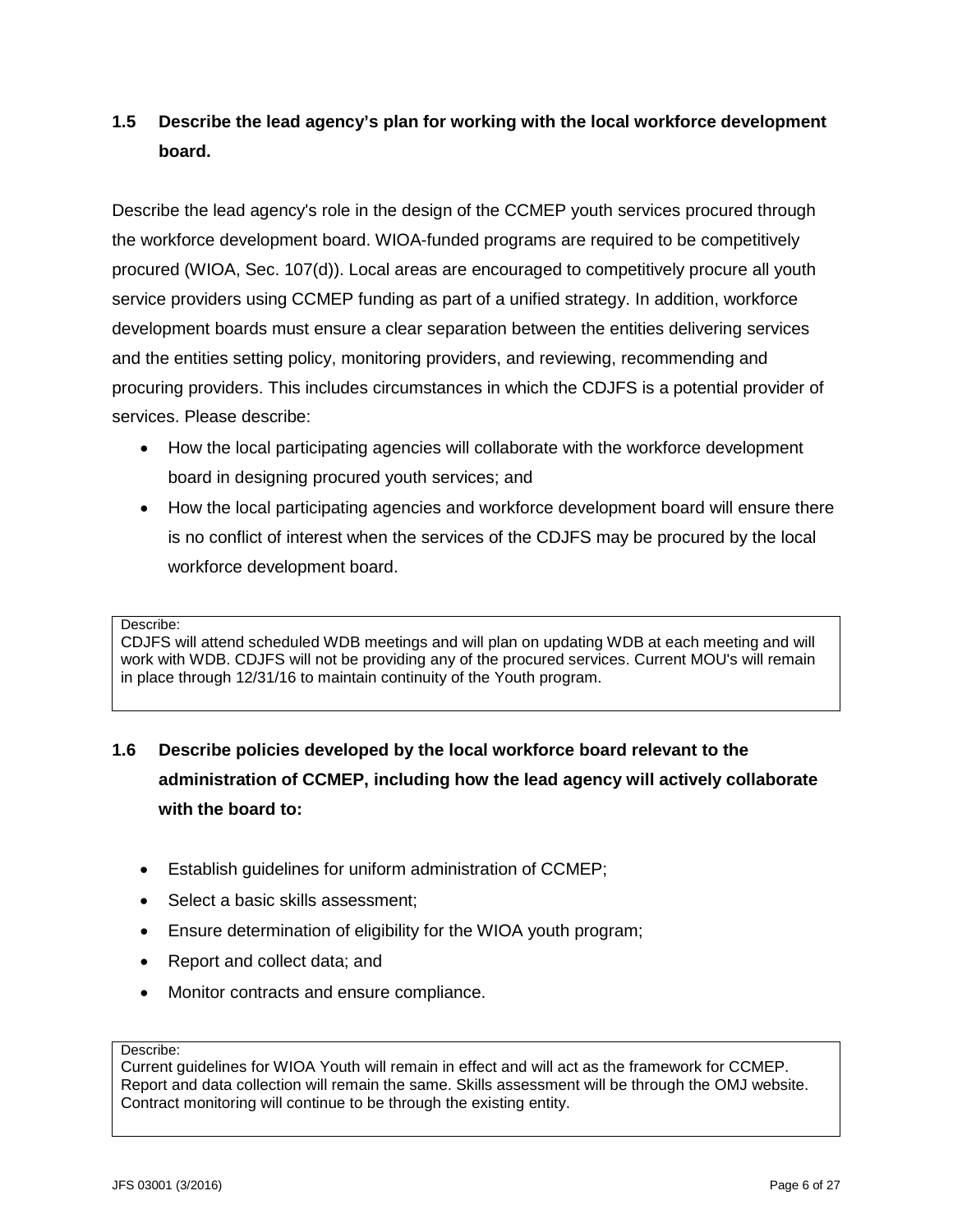### 1.5 Describe the lead agency's plan for working with the local workforce development board.

Describe the lead agency's role in the design of the CCMEP youth services procured through the workforce development board. WIOA-funded programs are required to be competitively procured (WIOA, Sec. 107(d)). Local areas are encouraged to competitively procure all youth service providers using CCMEP funding as part of a unified strategy. In addition, workforce development boards must ensure a clear separation between the entities delivering services and the entities setting policy, monitoring providers, and reviewing, recommending and procuring providers. This includes circumstances in which the CDJFS is a potential provider of services. Please describe:

- How the local participating agencies will collaborate with the workforce development board in designing procured youth services; and
- How the local participating agencies and workforce development board will ensure there is no conflict of interest when the services of the CDJFS may be procured by the local workforce development board.

Describe:
CDJFS will attend scheduled WDB meetings and will plan on updating WDB at each meeting and will work with WDB. CDJFS will not be providing any of the procured services. Current MOU's will remain in place through 12/31/16 to maintain continuity of the Youth program.

### 1.6 Describe policies developed by the local workforce board relevant to the administration of CCMEP, including how the lead agency will actively collaborate with the board to:

- Establish guidelines for uniform administration of CCMEP;
- Select a basic skills assessment;
- Ensure determination of eligibility for the WIOA youth program;
- Report and collect data; and
- Monitor contracts and ensure compliance.

Describe:
Current guidelines for WIOA Youth will remain in effect and will act as the framework for CCMEP. Report and data collection will remain the same. Skills assessment will be through the OMJ website. Contract monitoring will continue to be through the existing entity.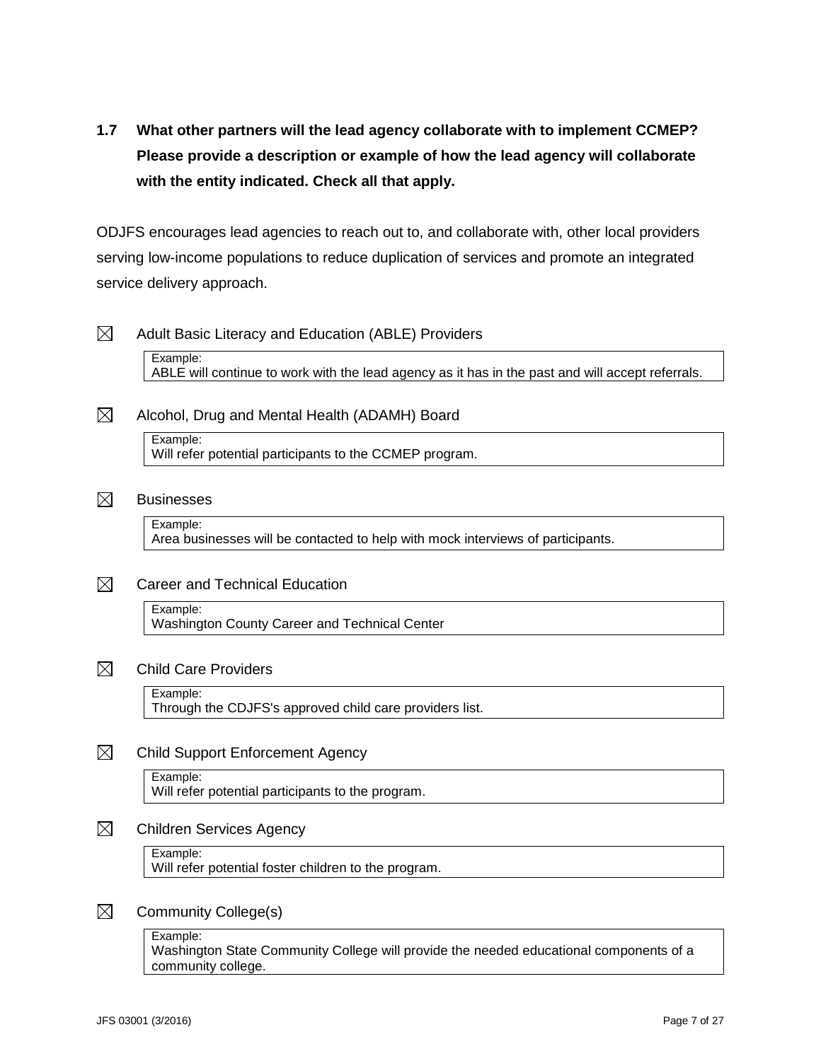**1.7 What other partners will the lead agency collaborate with to implement CCMEP? Please provide a description or example of how the lead agency will collaborate with the entity indicated. Check all that apply.**

ODJFS encourages lead agencies to reach out to, and collaborate with, other local providers serving low-income populations to reduce duplication of services and promote an integrated service delivery approach.

☒ Adult Basic Literacy and Education (ABLE) Providers

Example:
ABLE will continue to work with the lead agency as it has in the past and will accept referrals.

☒ Alcohol, Drug and Mental Health (ADAMH) Board

Example:
Will refer potential participants to the CCMEP program.

☒ Businesses

Example:
Area businesses will be contacted to help with mock interviews of participants.

☒ Career and Technical Education

Example:
Washington County Career and Technical Center

☒ Child Care Providers

Example:
Through the CDJFS's approved child care providers list.

☒ Child Support Enforcement Agency

Example:
Will refer potential participants to the program.

☒ Children Services Agency

Example:
Will refer potential foster children to the program.

☒ Community College(s)

Example:
Washington State Community College will provide the needed educational components of a community college.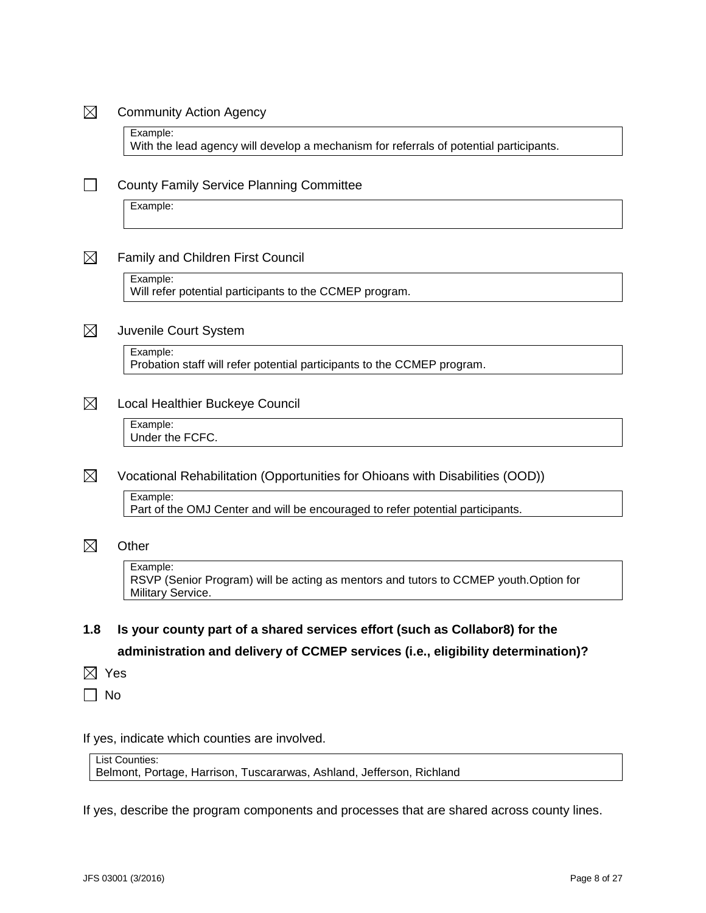☒ Community Action Agency

> Example:
> With the lead agency will develop a mechanism for referrals of potential participants.

☐ County Family Service Planning Committee

> Example:

☒ Family and Children First Council

> Example:
> Will refer potential participants to the CCMEP program.

☒ Juvenile Court System

> Example:
> Probation staff will refer potential participants to the CCMEP program.

☒ Local Healthier Buckeye Council

> Example:
> Under the FCFC.

☒ Vocational Rehabilitation (Opportunities for Ohioans with Disabilities (OOD))

> Example:
> Part of the OMJ Center and will be encouraged to refer potential participants.

☒ Other

> Example:
> RSVP (Senior Program) will be acting as mentors and tutors to CCMEP youth.Option for Military Service.

**1.8 Is your county part of a shared services effort (such as Collabor8) for the administration and delivery of CCMEP services (i.e., eligibility determination)?**

☒ Yes

☐ No

If yes, indicate which counties are involved.

> List Counties:
> Belmont, Portage, Harrison, Tuscararwas, Ashland, Jefferson, Richland

If yes, describe the program components and processes that are shared across county lines.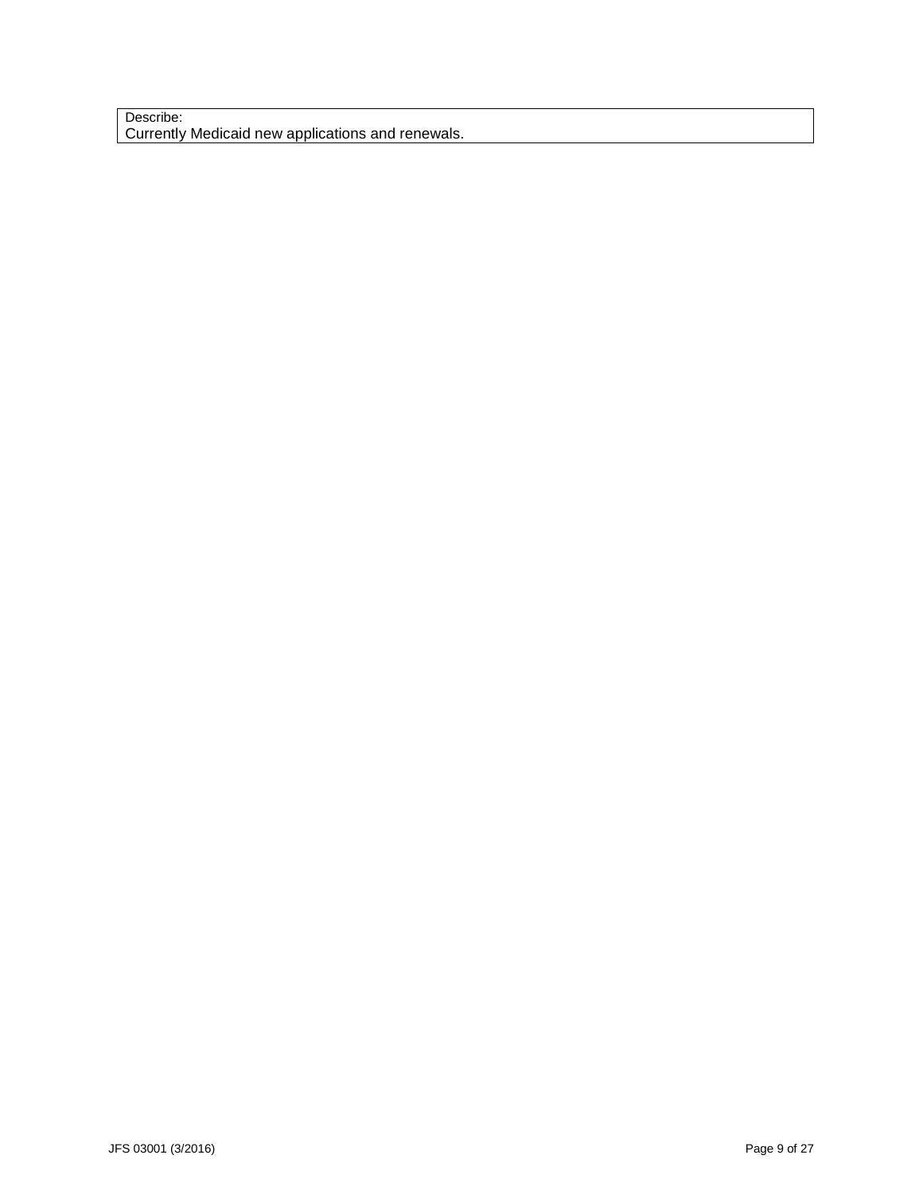| Describe: Currently Medicaid new applications and renewals. |
| --- |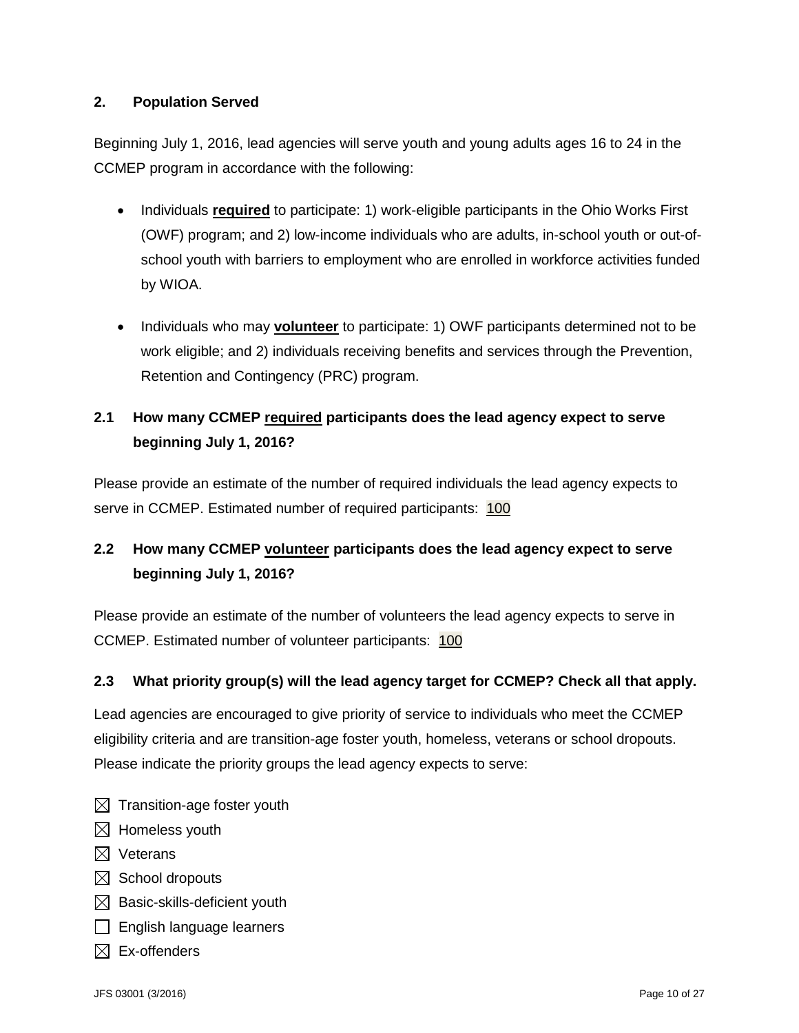## 2. Population Served

Beginning July 1, 2016, lead agencies will serve youth and young adults ages 16 to 24 in the CCMEP program in accordance with the following:

- Individuals **required** to participate: 1) work-eligible participants in the Ohio Works First (OWF) program; and 2) low-income individuals who are adults, in-school youth or out-of-school youth with barriers to employment who are enrolled in workforce activities funded by WIOA.
- Individuals who may **volunteer** to participate: 1) OWF participants determined not to be work eligible; and 2) individuals receiving benefits and services through the Prevention, Retention and Contingency (PRC) program.

### 2.1 How many CCMEP required participants does the lead agency expect to serve beginning July 1, 2016?

Please provide an estimate of the number of required individuals the lead agency expects to serve in CCMEP. Estimated number of required participants: 100

### 2.2 How many CCMEP volunteer participants does the lead agency expect to serve beginning July 1, 2016?

Please provide an estimate of the number of volunteers the lead agency expects to serve in CCMEP. Estimated number of volunteer participants: 100

### 2.3 What priority group(s) will the lead agency target for CCMEP? Check all that apply.

Lead agencies are encouraged to give priority of service to individuals who meet the CCMEP eligibility criteria and are transition-age foster youth, homeless, veterans or school dropouts. Please indicate the priority groups the lead agency expects to serve:

- [x] Transition-age foster youth
- [x] Homeless youth
- [x] Veterans
- [x] School dropouts
- [x] Basic-skills-deficient youth
- [ ] English language learners
- [x] Ex-offenders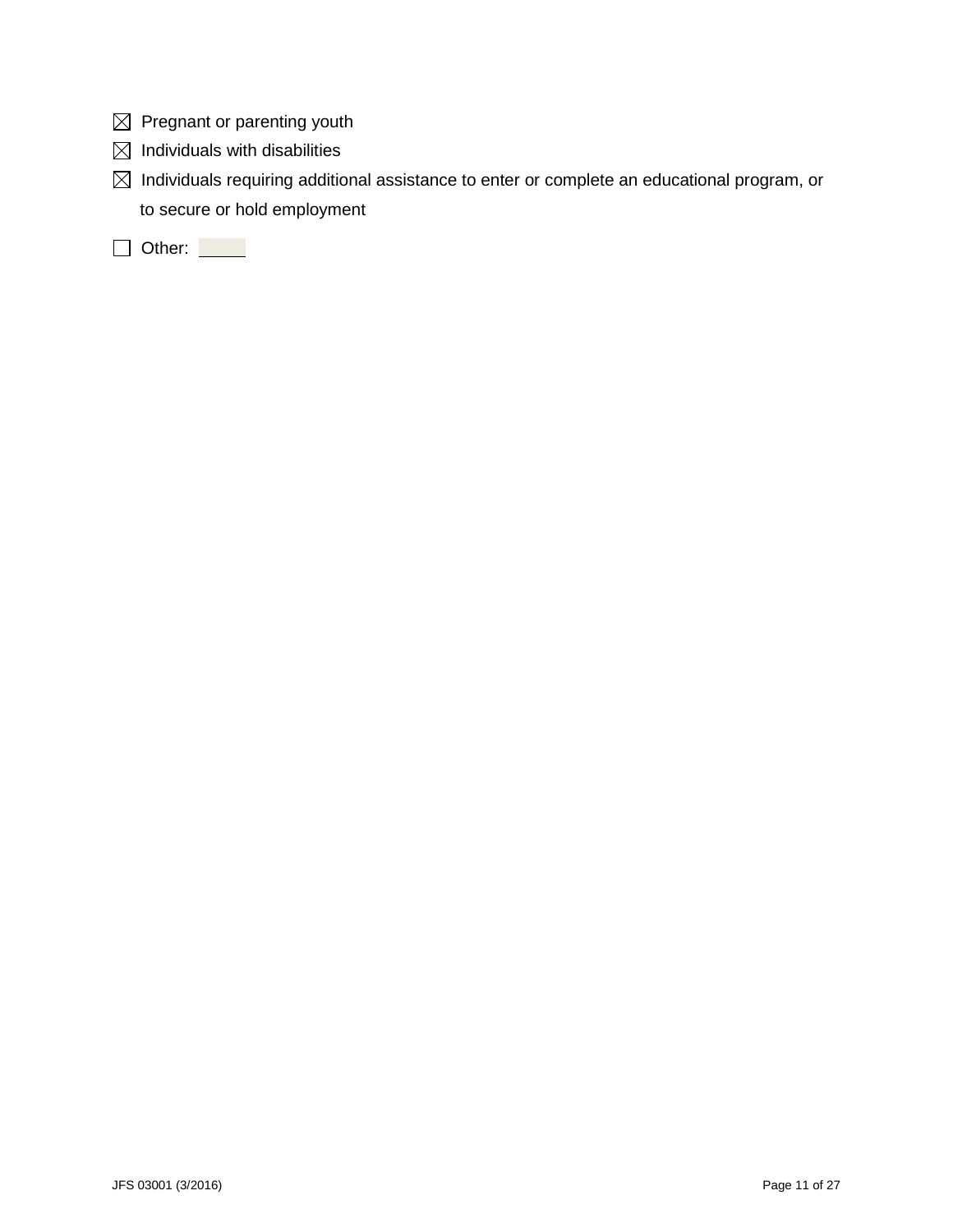- [x] Pregnant or parenting youth
- [x] Individuals with disabilities
- [x] Individuals requiring additional assistance to enter or complete an educational program, or to secure or hold employment
- [ ] Other: \_\_\_\_\_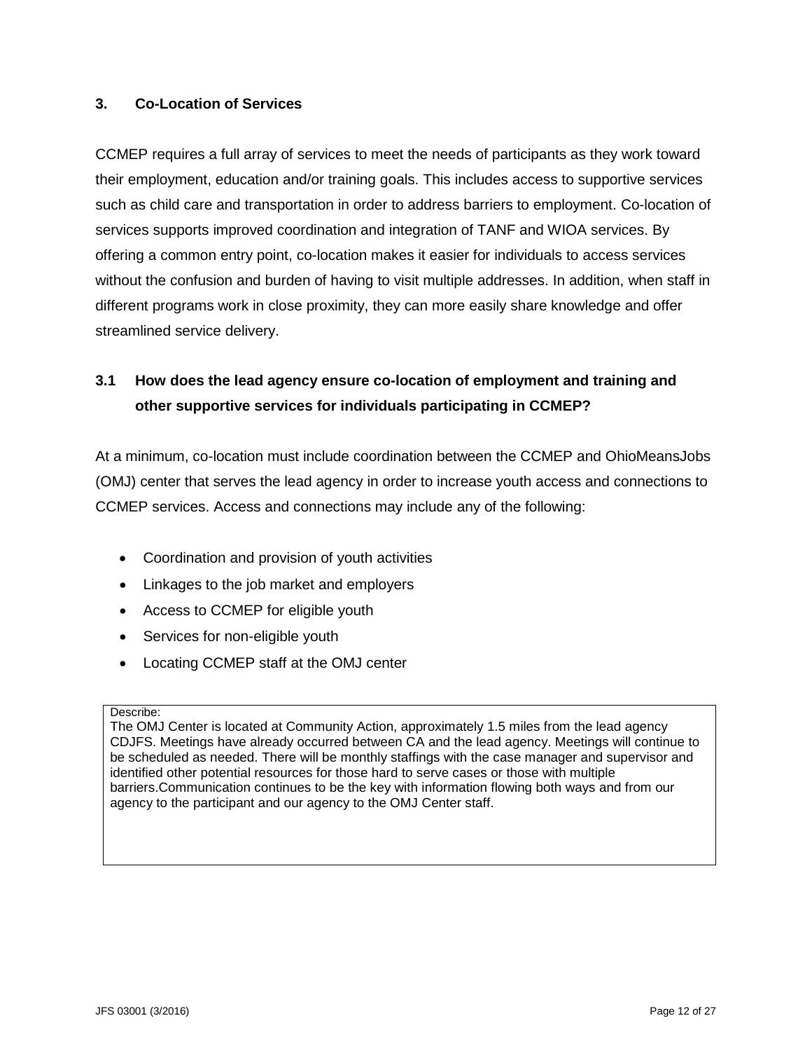### 3. Co-Location of Services

CCMEP requires a full array of services to meet the needs of participants as they work toward their employment, education and/or training goals. This includes access to supportive services such as child care and transportation in order to address barriers to employment. Co-location of services supports improved coordination and integration of TANF and WIOA services. By offering a common entry point, co-location makes it easier for individuals to access services without the confusion and burden of having to visit multiple addresses. In addition, when staff in different programs work in close proximity, they can more easily share knowledge and offer streamlined service delivery.

#### 3.1 How does the lead agency ensure co-location of employment and training and other supportive services for individuals participating in CCMEP?

At a minimum, co-location must include coordination between the CCMEP and OhioMeansJobs (OMJ) center that serves the lead agency in order to increase youth access and connections to CCMEP services. Access and connections may include any of the following:

- Coordination and provision of youth activities
- Linkages to the job market and employers
- Access to CCMEP for eligible youth
- Services for non-eligible youth
- Locating CCMEP staff at the OMJ center

Describe:
The OMJ Center is located at Community Action, approximately 1.5 miles from the lead agency CDJFS. Meetings have already occurred between CA and the lead agency. Meetings will continue to be scheduled as needed. There will be monthly staffings with the case manager and supervisor and identified other potential resources for those hard to serve cases or those with multiple barriers.Communication continues to be the key with information flowing both ways and from our agency to the participant and our agency to the OMJ Center staff.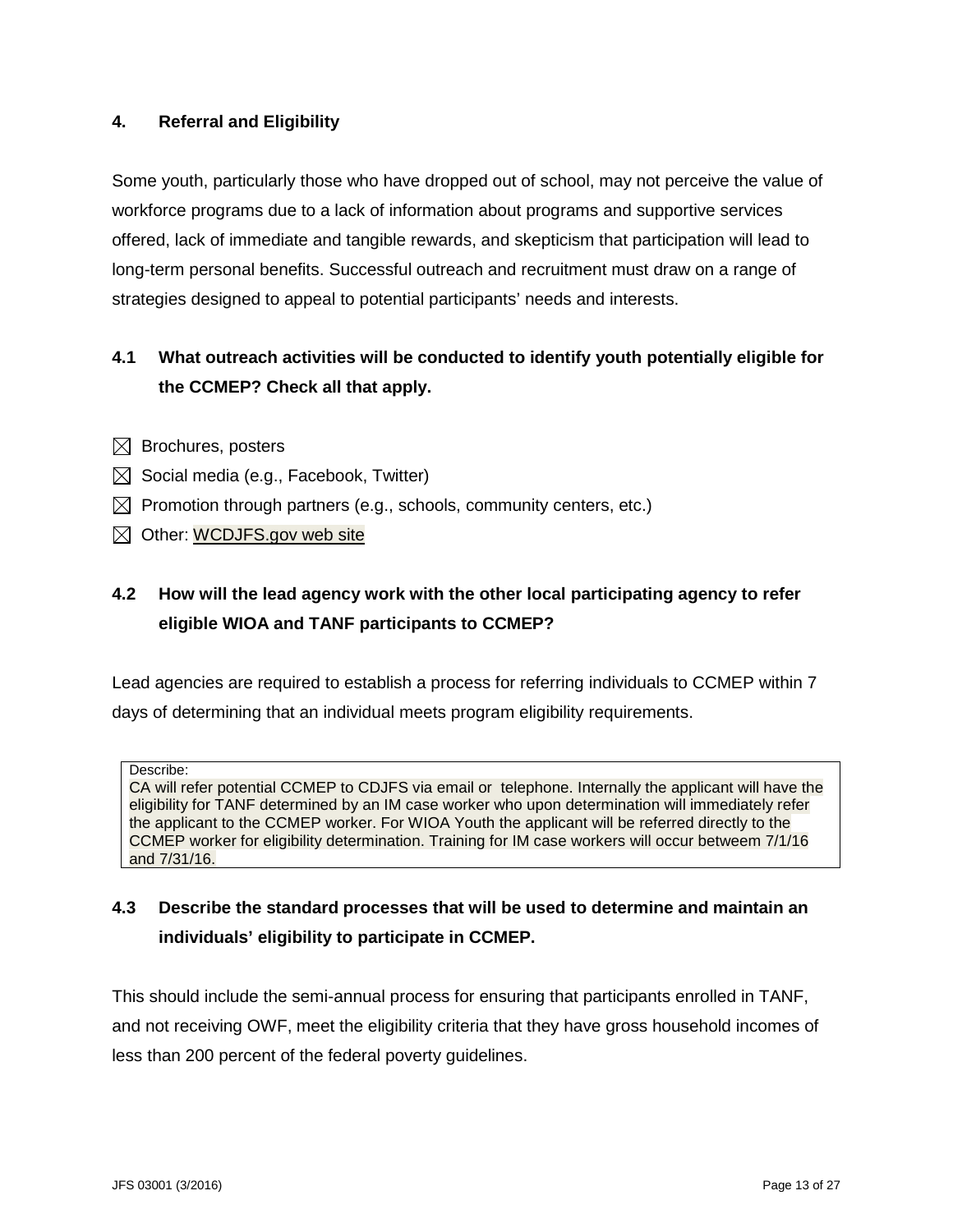## 4. Referral and Eligibility

Some youth, particularly those who have dropped out of school, may not perceive the value of workforce programs due to a lack of information about programs and supportive services offered, lack of immediate and tangible rewards, and skepticism that participation will lead to long-term personal benefits. Successful outreach and recruitment must draw on a range of strategies designed to appeal to potential participants' needs and interests.

### 4.1 What outreach activities will be conducted to identify youth potentially eligible for the CCMEP? Check all that apply.

- ☒ Brochures, posters
- ☒ Social media (e.g., Facebook, Twitter)
- ☒ Promotion through partners (e.g., schools, community centers, etc.)
- ☒ Other: WCDJFS.gov web site

### 4.2 How will the lead agency work with the other local participating agency to refer eligible WIOA and TANF participants to CCMEP?

Lead agencies are required to establish a process for referring individuals to CCMEP within 7 days of determining that an individual meets program eligibility requirements.

Describe:
CA will refer potential CCMEP to CDJFS via email or telephone. Internally the applicant will have the eligibility for TANF determined by an IM case worker who upon determination will immediately refer the applicant to the CCMEP worker. For WIOA Youth the applicant will be referred directly to the CCMEP worker for eligibility determination. Training for IM case workers will occur betweem 7/1/16 and 7/31/16.

### 4.3 Describe the standard processes that will be used to determine and maintain an individuals' eligibility to participate in CCMEP.

This should include the semi-annual process for ensuring that participants enrolled in TANF, and not receiving OWF, meet the eligibility criteria that they have gross household incomes of less than 200 percent of the federal poverty guidelines.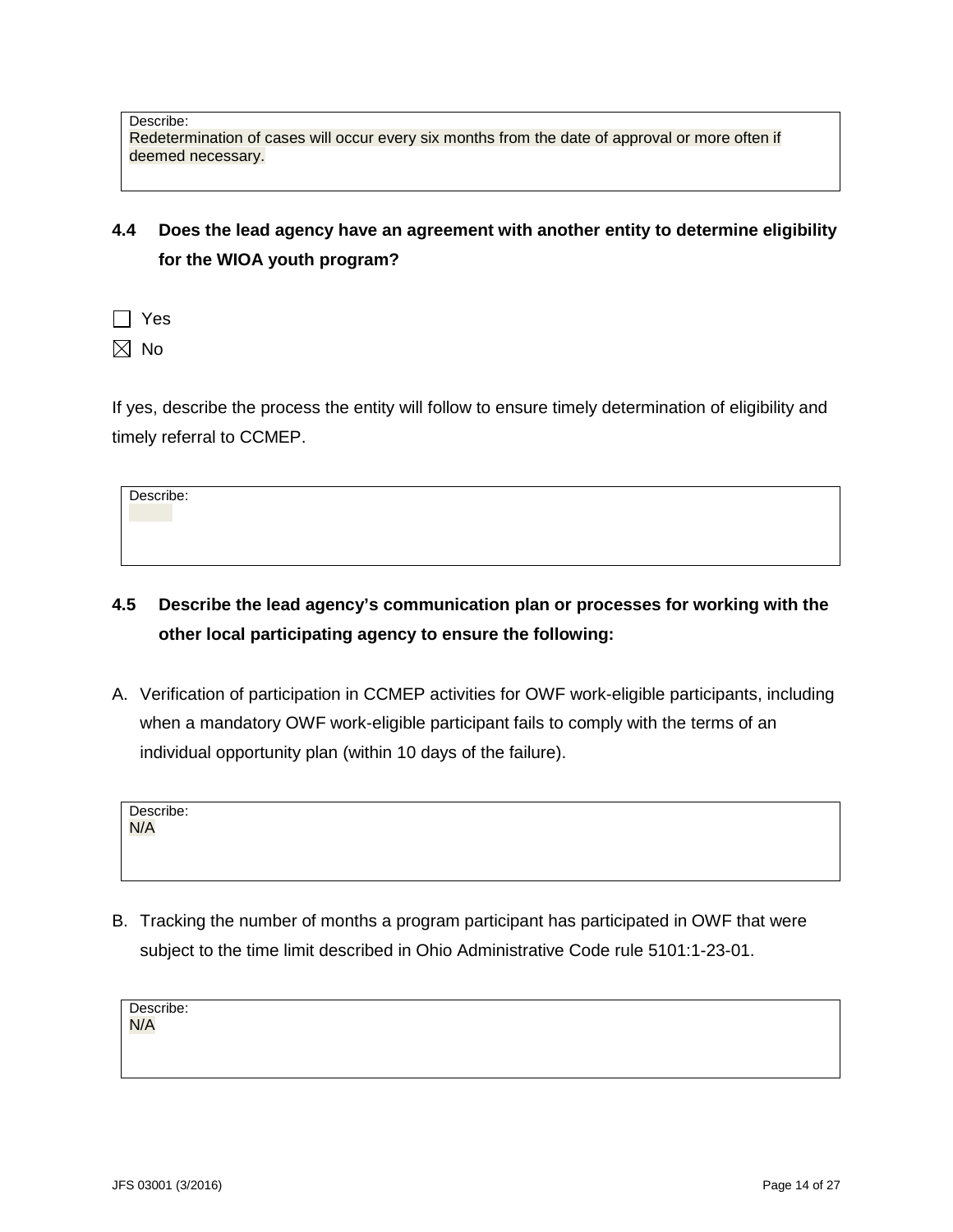Describe:
Redetermination of cases will occur every six months from the date of approval or more often if deemed necessary.

### 4.4 Does the lead agency have an agreement with another entity to determine eligibility for the WIOA youth program?

☐ Yes

☒ No

If yes, describe the process the entity will follow to ensure timely determination of eligibility and timely referral to CCMEP.

Describe:

### 4.5 Describe the lead agency's communication plan or processes for working with the other local participating agency to ensure the following:

A. Verification of participation in CCMEP activities for OWF work-eligible participants, including when a mandatory OWF work-eligible participant fails to comply with the terms of an individual opportunity plan (within 10 days of the failure).

Describe:
N/A

B. Tracking the number of months a program participant has participated in OWF that were subject to the time limit described in Ohio Administrative Code rule 5101:1-23-01.

Describe:
N/A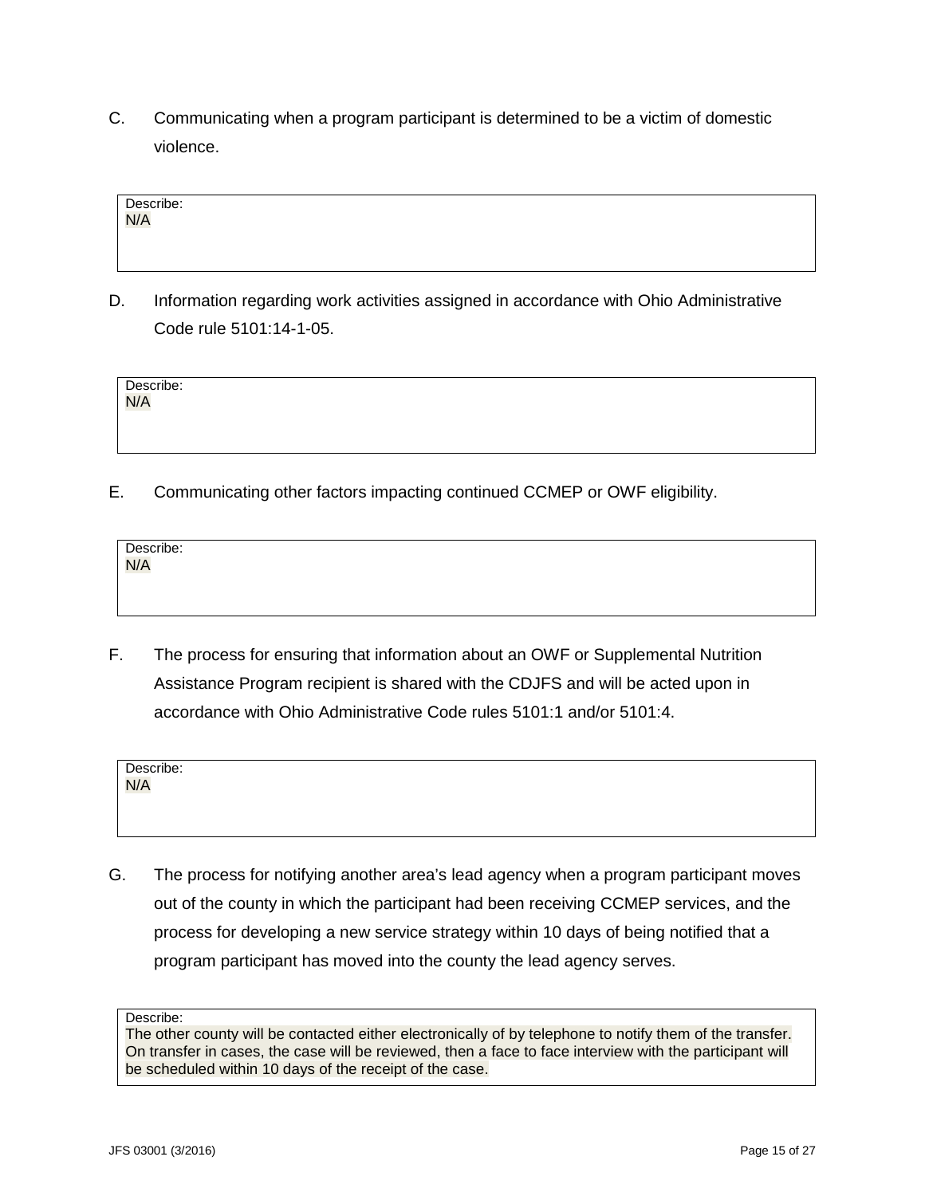C. Communicating when a program participant is determined to be a victim of domestic violence.

| Describe: N/A |
|---|

D. Information regarding work activities assigned in accordance with Ohio Administrative Code rule 5101:14-1-05.

| Describe: N/A |
|---|

E. Communicating other factors impacting continued CCMEP or OWF eligibility.

| Describe: N/A |
|---|

F. The process for ensuring that information about an OWF or Supplemental Nutrition Assistance Program recipient is shared with the CDJFS and will be acted upon in accordance with Ohio Administrative Code rules 5101:1 and/or 5101:4.

| Describe: N/A |
|---|

G. The process for notifying another area's lead agency when a program participant moves out of the county in which the participant had been receiving CCMEP services, and the process for developing a new service strategy within 10 days of being notified that a program participant has moved into the county the lead agency serves.

| Describe: The other county will be contacted either electronically of by telephone to notify them of the transfer. On transfer in cases, the case will be reviewed, then a face to face interview with the participant will be scheduled within 10 days of the receipt of the case. |
|---|

JFS 03001 (3/2016)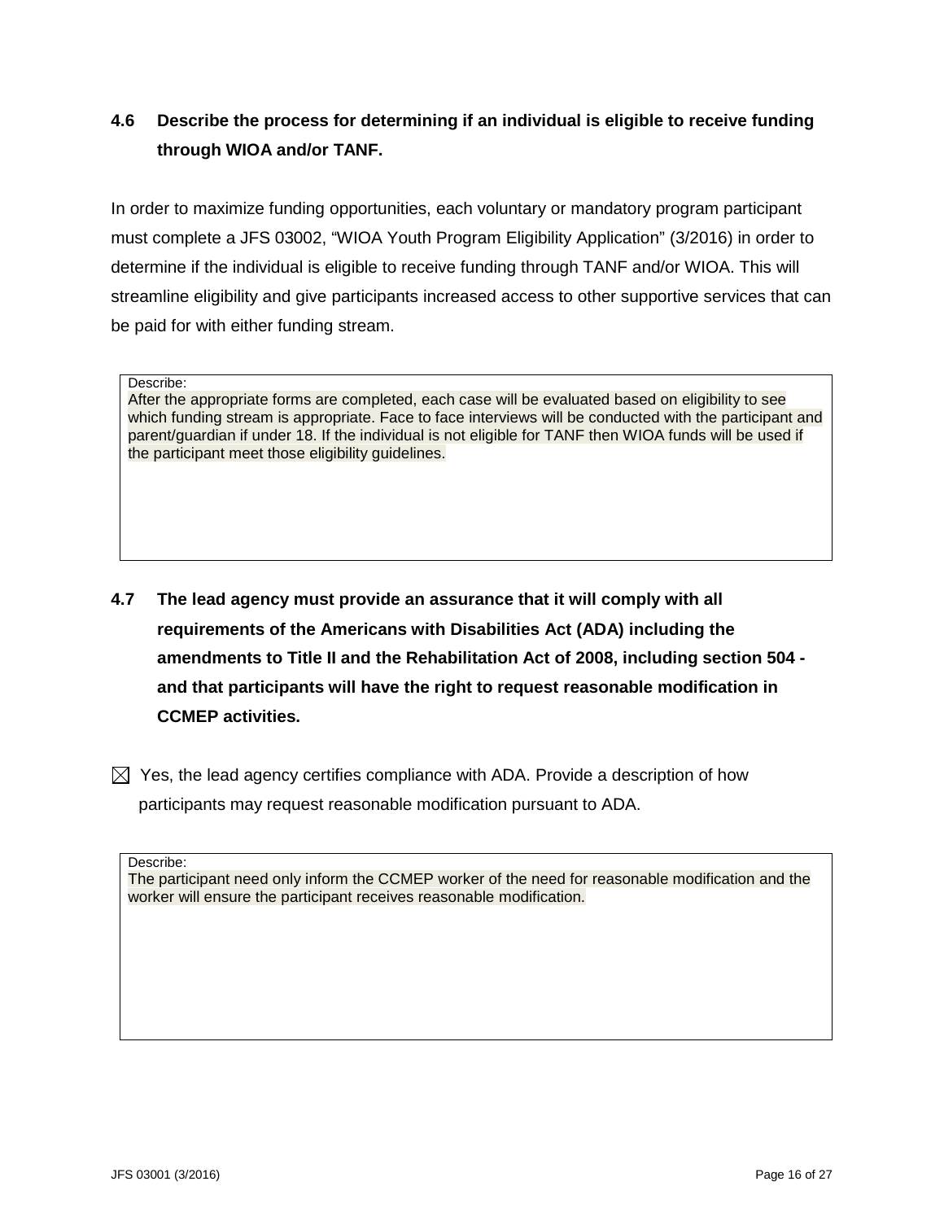**4.6 Describe the process for determining if an individual is eligible to receive funding through WIOA and/or TANF.**

In order to maximize funding opportunities, each voluntary or mandatory program participant must complete a JFS 03002, “WIOA Youth Program Eligibility Application” (3/2016) in order to determine if the individual is eligible to receive funding through TANF and/or WIOA. This will streamline eligibility and give participants increased access to other supportive services that can be paid for with either funding stream.

Describe:
After the appropriate forms are completed, each case will be evaluated based on eligibility to see which funding stream is appropriate. Face to face interviews will be conducted with the participant and parent/guardian if under 18. If the individual is not eligible for TANF then WIOA funds will be used if the participant meet those eligibility guidelines.

**4.7 The lead agency must provide an assurance that it will comply with all requirements of the Americans with Disabilities Act (ADA) including the amendments to Title II and the Rehabilitation Act of 2008, including section 504 - and that participants will have the right to request reasonable modification in CCMEP activities.**

☒ Yes, the lead agency certifies compliance with ADA. Provide a description of how participants may request reasonable modification pursuant to ADA.

Describe:
The participant need only inform the CCMEP worker of the need for reasonable modification and the worker will ensure the participant receives reasonable modification.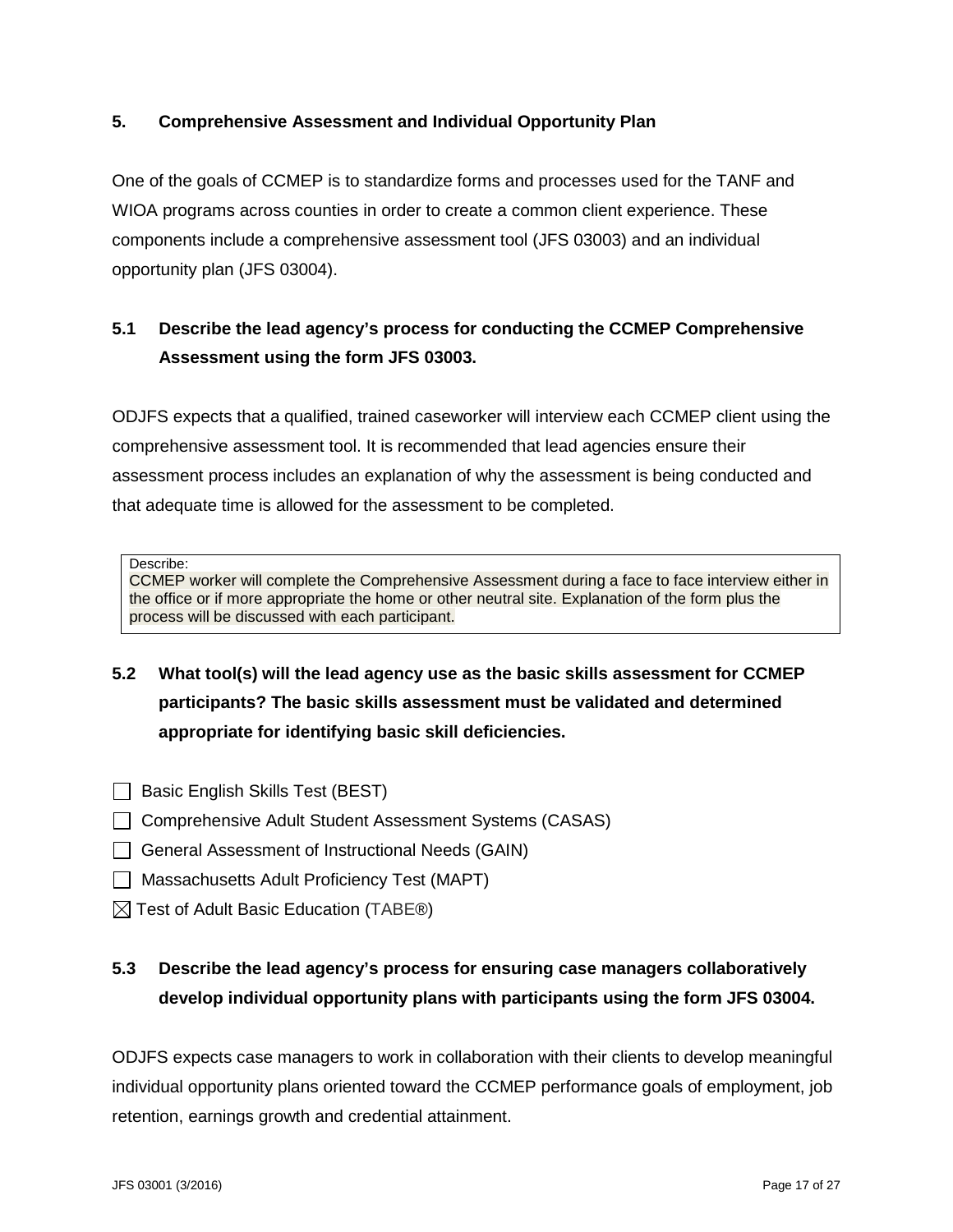## 5. Comprehensive Assessment and Individual Opportunity Plan

One of the goals of CCMEP is to standardize forms and processes used for the TANF and WIOA programs across counties in order to create a common client experience. These components include a comprehensive assessment tool (JFS 03003) and an individual opportunity plan (JFS 03004).

### 5.1 Describe the lead agency's process for conducting the CCMEP Comprehensive Assessment using the form JFS 03003.

ODJFS expects that a qualified, trained caseworker will interview each CCMEP client using the comprehensive assessment tool. It is recommended that lead agencies ensure their assessment process includes an explanation of why the assessment is being conducted and that adequate time is allowed for the assessment to be completed.

| Describe: CCMEP worker will complete the Comprehensive Assessment during a face to face interview either in the office or if more appropriate the home or other neutral site. Explanation of the form plus the process will be discussed with each participant. |
|---|

### 5.2 What tool(s) will the lead agency use as the basic skills assessment for CCMEP participants? The basic skills assessment must be validated and determined appropriate for identifying basic skill deficiencies.

- ☐ Basic English Skills Test (BEST)
- ☐ Comprehensive Adult Student Assessment Systems (CASAS)
- ☐ General Assessment of Instructional Needs (GAIN)
- ☐ Massachusetts Adult Proficiency Test (MAPT)
- ☒ Test of Adult Basic Education (TABE®)

### 5.3 Describe the lead agency's process for ensuring case managers collaboratively develop individual opportunity plans with participants using the form JFS 03004.

ODJFS expects case managers to work in collaboration with their clients to develop meaningful individual opportunity plans oriented toward the CCMEP performance goals of employment, job retention, earnings growth and credential attainment.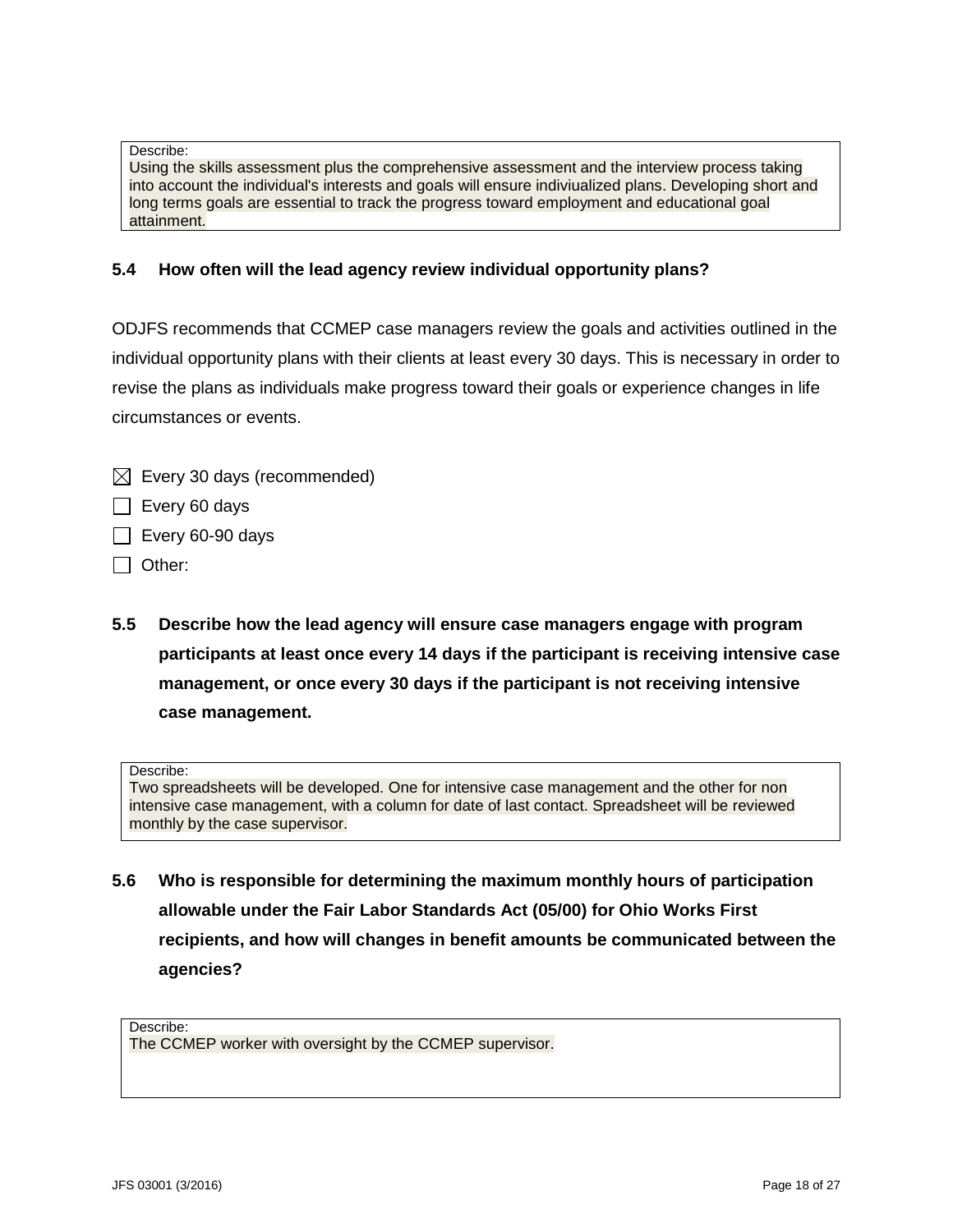Describe:
Using the skills assessment plus the comprehensive assessment and the interview process taking into account the individual's interests and goals will ensure indiviualized plans. Developing short and long terms goals are essential to track the progress toward employment and educational goal attainment.

**5.4 How often will the lead agency review individual opportunity plans?**

ODJFS recommends that CCMEP case managers review the goals and activities outlined in the individual opportunity plans with their clients at least every 30 days. This is necessary in order to revise the plans as individuals make progress toward their goals or experience changes in life circumstances or events.

- [x] Every 30 days (recommended)
- [ ] Every 60 days
- [ ] Every 60-90 days
- [ ] Other:

**5.5 Describe how the lead agency will ensure case managers engage with program participants at least once every 14 days if the participant is receiving intensive case management, or once every 30 days if the participant is not receiving intensive case management.**

Describe:
Two spreadsheets will be developed. One for intensive case management and the other for non intensive case management, with a column for date of last contact. Spreadsheet will be reviewed monthly by the case supervisor.

**5.6 Who is responsible for determining the maximum monthly hours of participation allowable under the Fair Labor Standards Act (05/00) for Ohio Works First recipients, and how will changes in benefit amounts be communicated between the agencies?**

Describe:
The CCMEP worker with oversight by the CCMEP supervisor.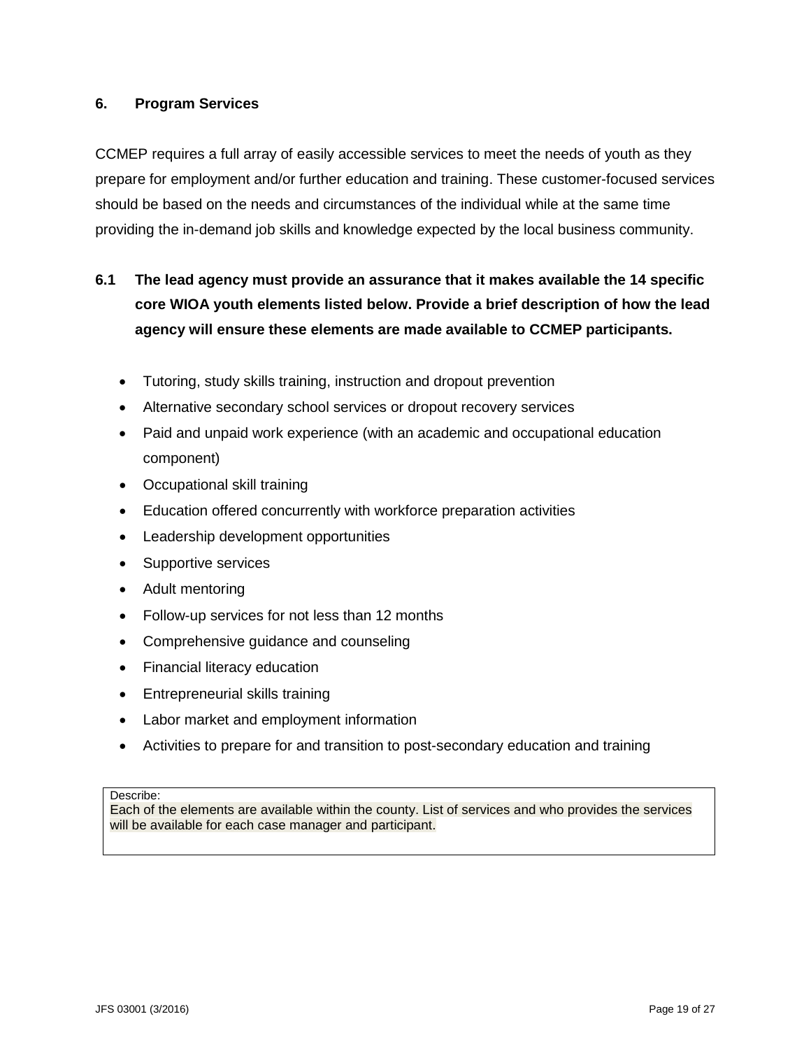### 6. Program Services

CCMEP requires a full array of easily accessible services to meet the needs of youth as they prepare for employment and/or further education and training. These customer-focused services should be based on the needs and circumstances of the individual while at the same time providing the in-demand job skills and knowledge expected by the local business community.

**6.1 The lead agency must provide an assurance that it makes available the 14 specific core WIOA youth elements listed below. Provide a brief description of how the lead agency will ensure these elements are made available to CCMEP participants.**

- Tutoring, study skills training, instruction and dropout prevention
- Alternative secondary school services or dropout recovery services
- Paid and unpaid work experience (with an academic and occupational education component)
- Occupational skill training
- Education offered concurrently with workforce preparation activities
- Leadership development opportunities
- Supportive services
- Adult mentoring
- Follow-up services for not less than 12 months
- Comprehensive guidance and counseling
- Financial literacy education
- Entrepreneurial skills training
- Labor market and employment information
- Activities to prepare for and transition to post-secondary education and training

Describe:
Each of the elements are available within the county. List of services and who provides the services will be available for each case manager and participant.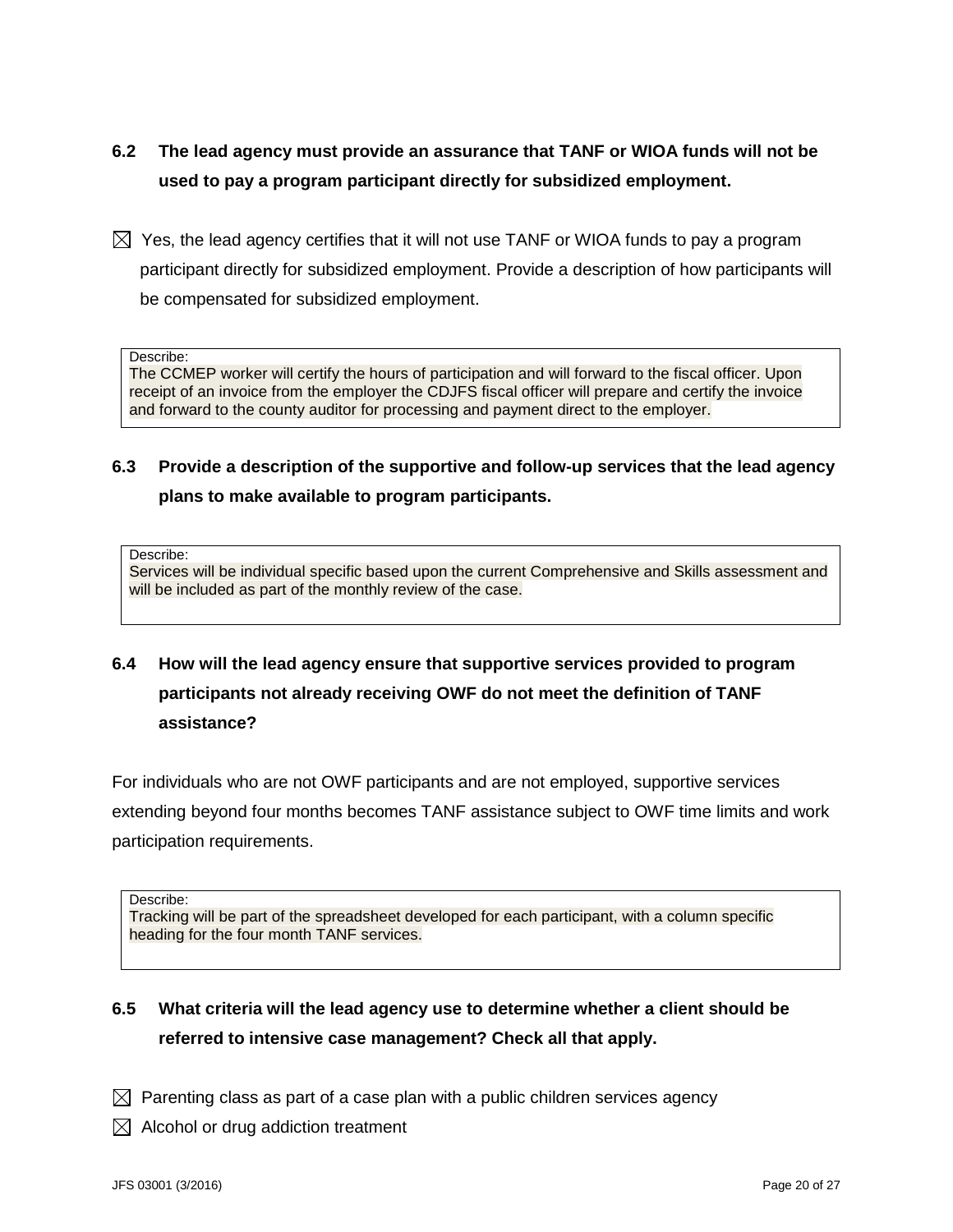**6.2 The lead agency must provide an assurance that TANF or WIOA funds will not be used to pay a program participant directly for subsidized employment.**

☒ Yes, the lead agency certifies that it will not use TANF or WIOA funds to pay a program participant directly for subsidized employment. Provide a description of how participants will be compensated for subsidized employment.

Describe:
The CCMEP worker will certify the hours of participation and will forward to the fiscal officer. Upon receipt of an invoice from the employer the CDJFS fiscal officer will prepare and certify the invoice and forward to the county auditor for processing and payment direct to the employer.

**6.3 Provide a description of the supportive and follow-up services that the lead agency plans to make available to program participants.**

Describe:
Services will be individual specific based upon the current Comprehensive and Skills assessment and will be included as part of the monthly review of the case.

**6.4 How will the lead agency ensure that supportive services provided to program participants not already receiving OWF do not meet the definition of TANF assistance?**

For individuals who are not OWF participants and are not employed, supportive services extending beyond four months becomes TANF assistance subject to OWF time limits and work participation requirements.

Describe:
Tracking will be part of the spreadsheet developed for each participant, with a column specific heading for the four month TANF services.

**6.5 What criteria will the lead agency use to determine whether a client should be referred to intensive case management? Check all that apply.**

☒ Parenting class as part of a case plan with a public children services agency

☒ Alcohol or drug addiction treatment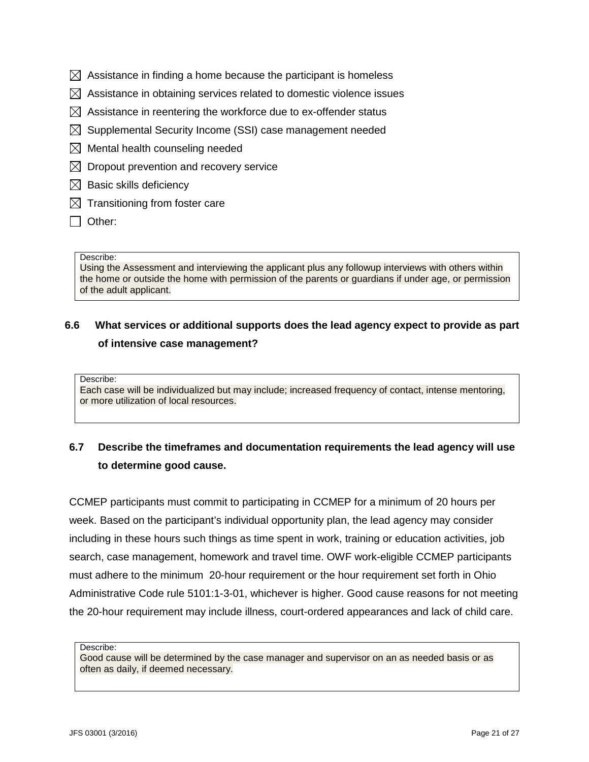- ☒ Assistance in finding a home because the participant is homeless
- ☒ Assistance in obtaining services related to domestic violence issues
- ☒ Assistance in reentering the workforce due to ex-offender status
- ☒ Supplemental Security Income (SSI) case management needed
- ☒ Mental health counseling needed
- ☒ Dropout prevention and recovery service
- ☒ Basic skills deficiency
- ☒ Transitioning from foster care
- ☐ Other:

> Describe:
> Using the Assessment and interviewing the applicant plus any followup interviews with others within the home or outside the home with permission of the parents or guardians if under age, or permission of the adult applicant.

**6.6 What services or additional supports does the lead agency expect to provide as part of intensive case management?**

> Describe:
> Each case will be individualized but may include; increased frequency of contact, intense mentoring, or more utilization of local resources.

**6.7 Describe the timeframes and documentation requirements the lead agency will use to determine good cause.**

CCMEP participants must commit to participating in CCMEP for a minimum of 20 hours per week. Based on the participant's individual opportunity plan, the lead agency may consider including in these hours such things as time spent in work, training or education activities, job search, case management, homework and travel time. OWF work-eligible CCMEP participants must adhere to the minimum 20-hour requirement or the hour requirement set forth in Ohio Administrative Code rule 5101:1-3-01, whichever is higher. Good cause reasons for not meeting the 20-hour requirement may include illness, court-ordered appearances and lack of child care.

> Describe:
> Good cause will be determined by the case manager and supervisor on an as needed basis or as often as daily, if deemed necessary.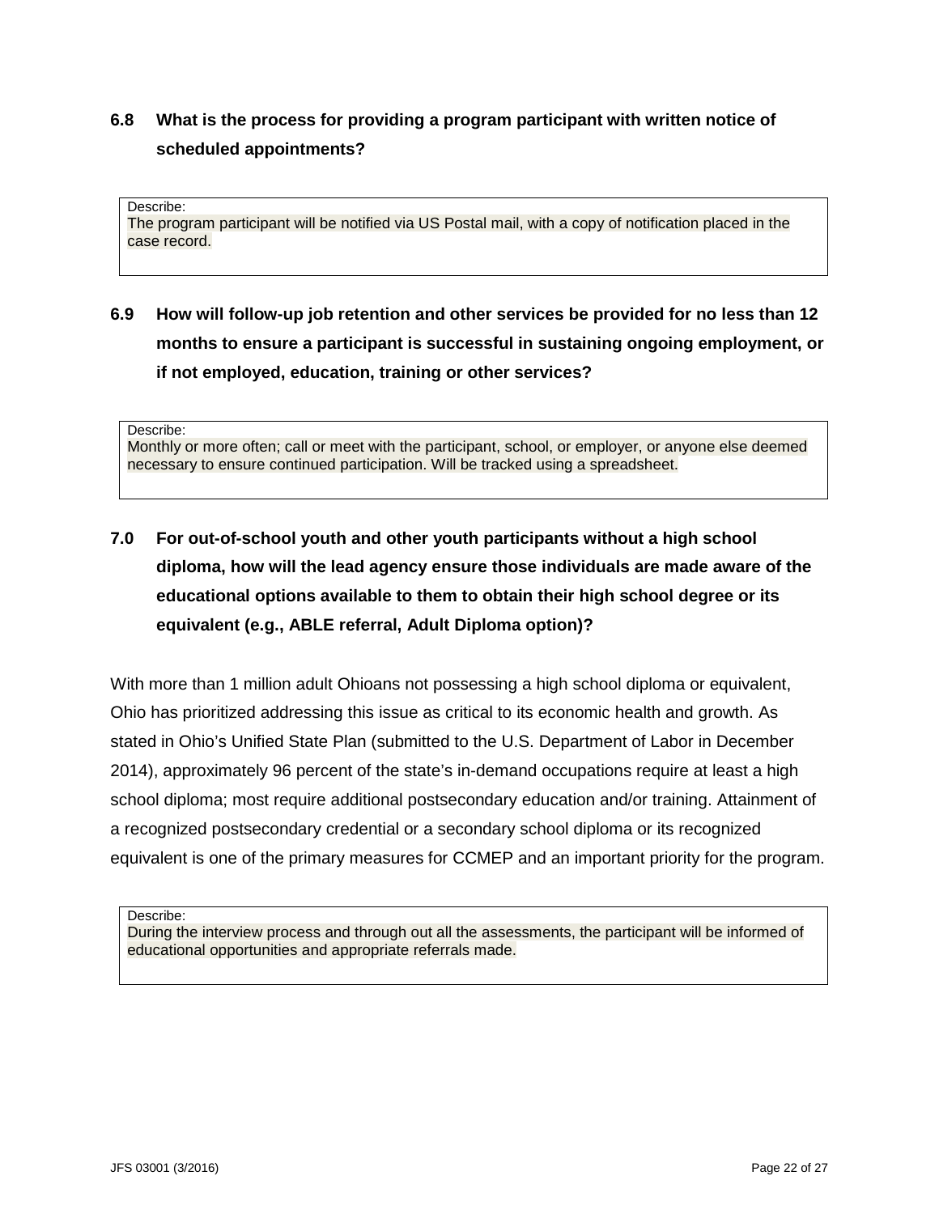**6.8 What is the process for providing a program participant with written notice of scheduled appointments?**

| Describe: |
|---|
| The program participant will be notified via US Postal mail, with a copy of notification placed in the case record. |

**6.9 How will follow-up job retention and other services be provided for no less than 12 months to ensure a participant is successful in sustaining ongoing employment, or if not employed, education, training or other services?**

| Describe: |
|---|
| Monthly or more often; call or meet with the participant, school, or employer, or anyone else deemed necessary to ensure continued participation. Will be tracked using a spreadsheet. |

**7.0 For out-of-school youth and other youth participants without a high school diploma, how will the lead agency ensure those individuals are made aware of the educational options available to them to obtain their high school degree or its equivalent (e.g., ABLE referral, Adult Diploma option)?**

With more than 1 million adult Ohioans not possessing a high school diploma or equivalent, Ohio has prioritized addressing this issue as critical to its economic health and growth. As stated in Ohio's Unified State Plan (submitted to the U.S. Department of Labor in December 2014), approximately 96 percent of the state's in-demand occupations require at least a high school diploma; most require additional postsecondary education and/or training. Attainment of a recognized postsecondary credential or a secondary school diploma or its recognized equivalent is one of the primary measures for CCMEP and an important priority for the program.

| Describe: |
|---|
| During the interview process and through out all the assessments, the participant will be informed of educational opportunities and appropriate referrals made. |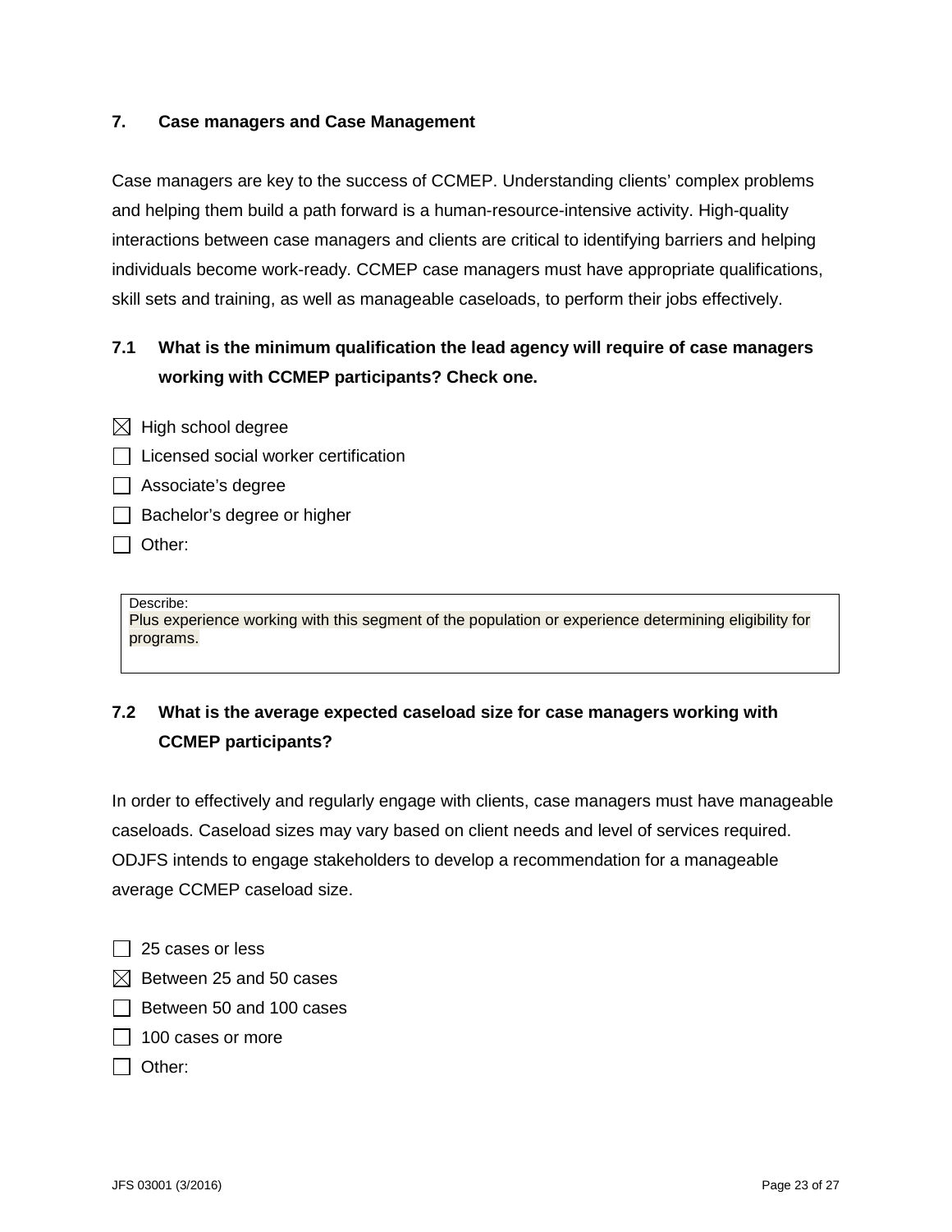## 7. Case managers and Case Management

Case managers are key to the success of CCMEP. Understanding clients' complex problems and helping them build a path forward is a human-resource-intensive activity. High-quality interactions between case managers and clients are critical to identifying barriers and helping individuals become work-ready. CCMEP case managers must have appropriate qualifications, skill sets and training, as well as manageable caseloads, to perform their jobs effectively.

### 7.1 What is the minimum qualification the lead agency will require of case managers working with CCMEP participants? Check one.

- [x] High school degree
- [ ] Licensed social worker certification
- [ ] Associate's degree
- [ ] Bachelor's degree or higher
- [ ] Other:

Describe:
Plus experience working with this segment of the population or experience determining eligibility for programs.

### 7.2 What is the average expected caseload size for case managers working with CCMEP participants?

In order to effectively and regularly engage with clients, case managers must have manageable caseloads. Caseload sizes may vary based on client needs and level of services required. ODJFS intends to engage stakeholders to develop a recommendation for a manageable average CCMEP caseload size.

- [ ] 25 cases or less
- [x] Between 25 and 50 cases
- [ ] Between 50 and 100 cases
- [ ] 100 cases or more
- [ ] Other: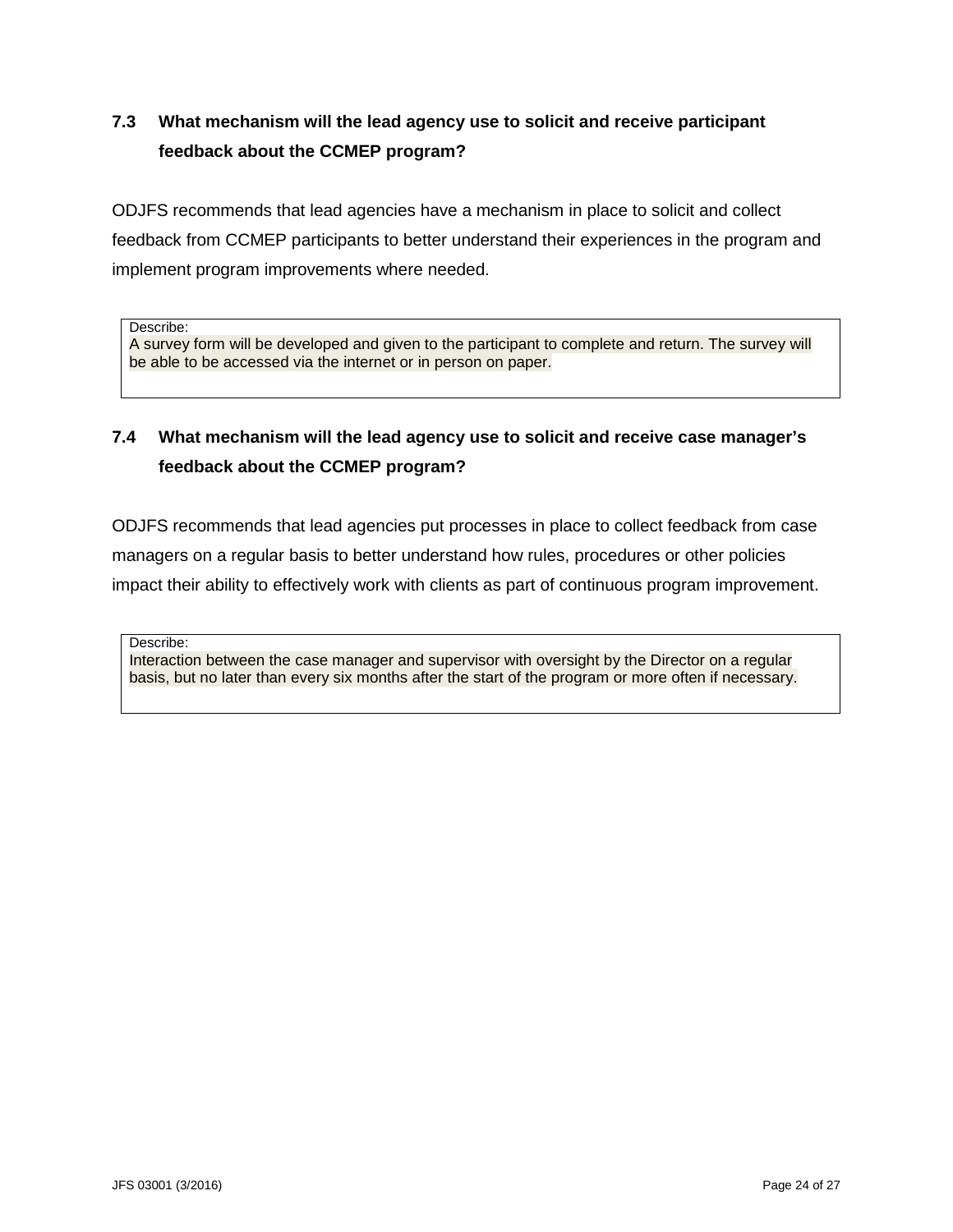### 7.3 What mechanism will the lead agency use to solicit and receive participant feedback about the CCMEP program?

ODJFS recommends that lead agencies have a mechanism in place to solicit and collect feedback from CCMEP participants to better understand their experiences in the program and implement program improvements where needed.

| Describe: |
|---|
| A survey form will be developed and given to the participant to complete and return. The survey will be able to be accessed via the internet or in person on paper. |

### 7.4 What mechanism will the lead agency use to solicit and receive case manager's feedback about the CCMEP program?

ODJFS recommends that lead agencies put processes in place to collect feedback from case managers on a regular basis to better understand how rules, procedures or other policies impact their ability to effectively work with clients as part of continuous program improvement.

| Describe: |
|---|
| Interaction between the case manager and supervisor with oversight by the Director on a regular basis, but no later than every six months after the start of the program or more often if necessary. |

JFS 03001 (3/2016)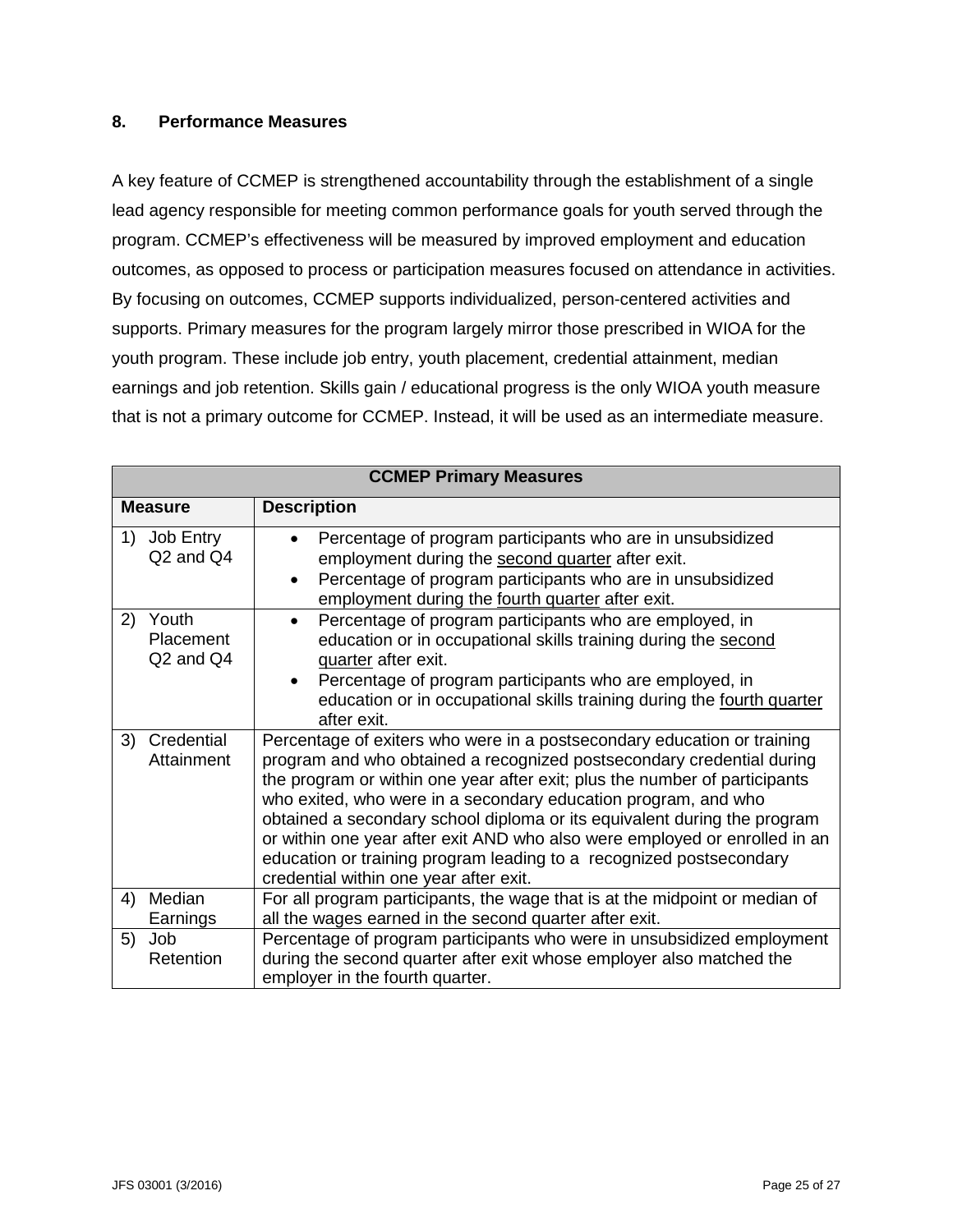## 8. Performance Measures

A key feature of CCMEP is strengthened accountability through the establishment of a single lead agency responsible for meeting common performance goals for youth served through the program. CCMEP's effectiveness will be measured by improved employment and education outcomes, as opposed to process or participation measures focused on attendance in activities. By focusing on outcomes, CCMEP supports individualized, person-centered activities and supports. Primary measures for the program largely mirror those prescribed in WIOA for the youth program. These include job entry, youth placement, credential attainment, median earnings and job retention. Skills gain / educational progress is the only WIOA youth measure that is not a primary outcome for CCMEP. Instead, it will be used as an intermediate measure.

| CCMEP Primary Measures | |
|---|---|
| **Measure** | **Description** |
| 1) Job Entry Q2 and Q4 | • Percentage of program participants who are in unsubsidized employment during the <u>second quarter</u> after exit.<br>• Percentage of program participants who are in unsubsidized employment during the <u>fourth quarter</u> after exit. |
| 2) Youth Placement Q2 and Q4 | • Percentage of program participants who are employed, in education or in occupational skills training during the <u>second quarter</u> after exit.<br>• Percentage of program participants who are employed, in education or in occupational skills training during the <u>fourth quarter</u> after exit. |
| 3) Credential Attainment | Percentage of exiters who were in a postsecondary education or training program and who obtained a recognized postsecondary credential during the program or within one year after exit; plus the number of participants who exited, who were in a secondary education program, and who obtained a secondary school diploma or its equivalent during the program or within one year after exit AND who also were employed or enrolled in an education or training program leading to a recognized postsecondary credential within one year after exit. |
| 4) Median Earnings | For all program participants, the wage that is at the midpoint or median of all the wages earned in the second quarter after exit. |
| 5) Job Retention | Percentage of program participants who were in unsubsidized employment during the second quarter after exit whose employer also matched the employer in the fourth quarter. |

JFS 03001 (3/2016)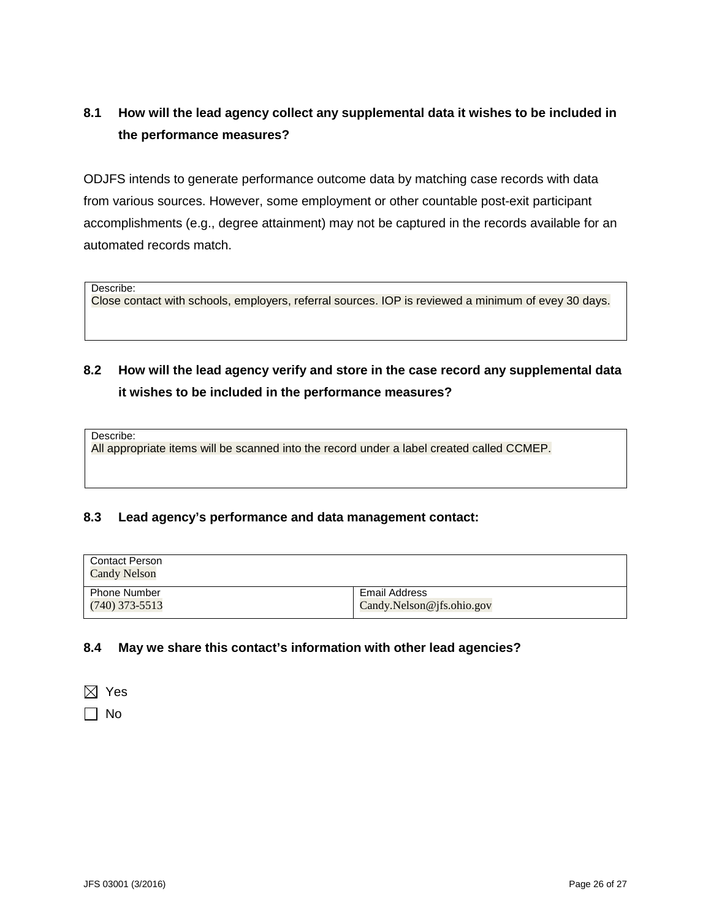### 8.1 How will the lead agency collect any supplemental data it wishes to be included in the performance measures?

ODJFS intends to generate performance outcome data by matching case records with data from various sources. However, some employment or other countable post-exit participant accomplishments (e.g., degree attainment) may not be captured in the records available for an automated records match.

| Describe: |
| --- |
| Close contact with schools, employers, referral sources. IOP is reviewed a minimum of evey 30 days. |

### 8.2 How will the lead agency verify and store in the case record any supplemental data it wishes to be included in the performance measures?

| Describe: |
| --- |
| All appropriate items will be scanned into the record under a label created called CCMEP. |

### 8.3 Lead agency's performance and data management contact:

| Contact Person<br>Candy Nelson | |
| --- | --- |
| Phone Number<br>(740) 373-5513 | Email Address<br>Candy.Nelson@jfs.ohio.gov |

### 8.4 May we share this contact's information with other lead agencies?

☒ Yes

☐ No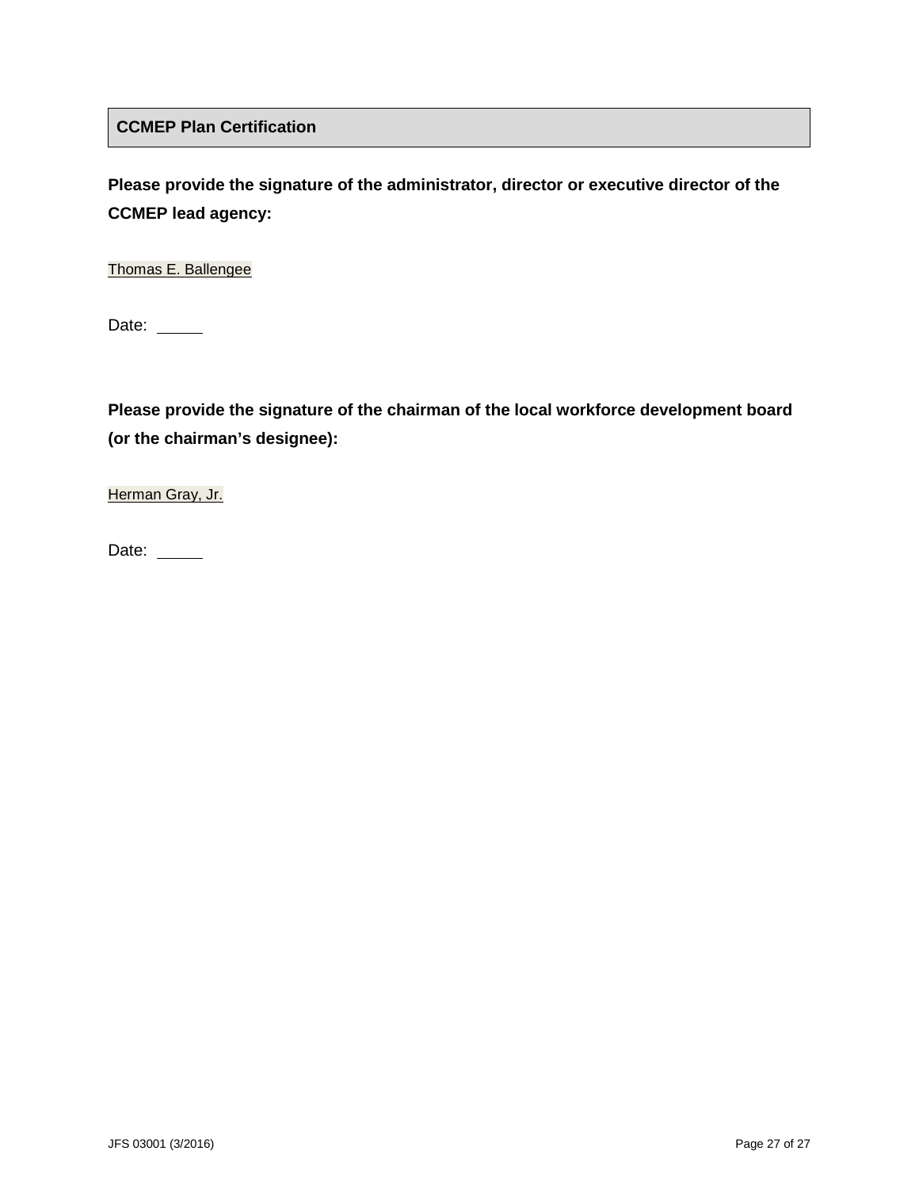## CCMEP Plan Certification

**Please provide the signature of the administrator, director or executive director of the CCMEP lead agency:**

Thomas E. Ballengee

Date: ______

**Please provide the signature of the chairman of the local workforce development board (or the chairman's designee):**

Herman Gray, Jr.

Date: ______

JFS 03001 (3/2016)